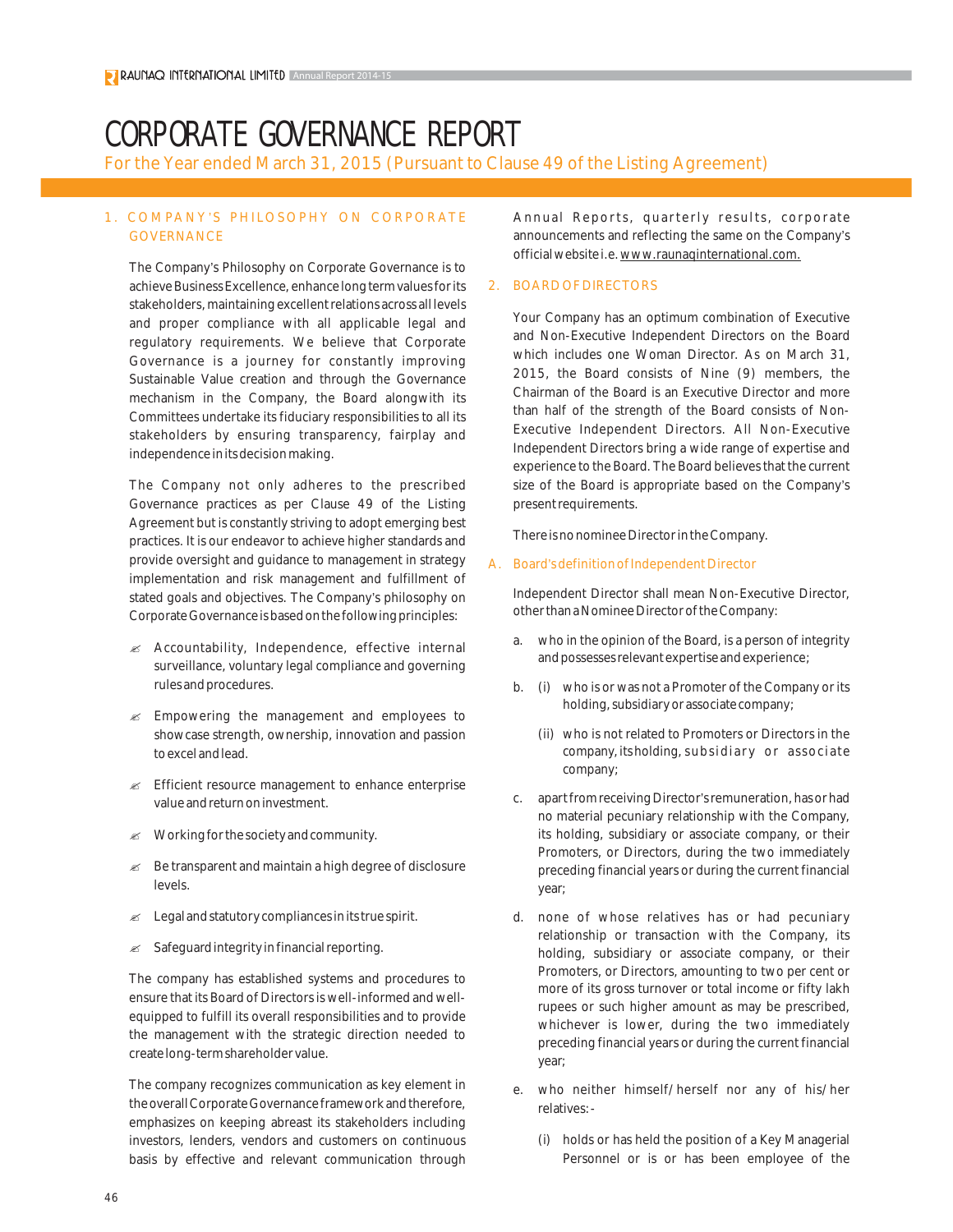# CORPORATE GOVERNANCE REPORT

For the Year ended March 31, 2015 (Pursuant to Clause 49 of the Listing Agreement)

## 1. COMPANY'S PHILOSOPHY ON CORPORATE GOVERNANCE

The Company's Philosophy on Corporate Governance is to achieve Business Excellence, enhance long term values for its stakeholders, maintaining excellent relations across all levels and proper compliance with all applicable legal and regulatory requirements. We believe that Corporate Governance is a journey for constantly improving Sustainable Value creation and through the Governance mechanism in the Company, the Board alongwith its Committees undertake its fiduciary responsibilities to all its stakeholders by ensuring transparency, fairplay and independence in its decision making.

The Company not only adheres to the prescribed Governance practices as per Clause 49 of the Listing Agreement but is constantly striving to adopt emerging best practices. It is our endeavor to achieve higher standards and provide oversight and guidance to management in strategy implementation and risk management and fulfillment of stated goals and objectives. The Company's philosophy on Corporate Governance is based on the following principles:

- Accountability, Independence, effective internal surveillance, voluntary legal compliance and governing rules and procedures.
- Empowering the management and employees to showcase strength, ownership, innovation and passion to excel and lead.
- Efficient resource management to enhance enterprise value and return on investment.
- Working for the society and community.
- Be transparent and maintain a high degree of disclosure levels.
- Legal and statutory compliances in its true spirit.
- Safeguard integrity in financial reporting.

The company has established systems and procedures to ensure that its Board of Directors is well-informed and well-equipped to fulfill its overall responsibilities and to provide the management with the strategic direction needed to create long-term shareholder value.

The company recognizes communication as key element in the overall Corporate Governance framework and therefore, emphasizes on keeping abreast its stakeholders including investors, lenders, vendors and customers on continuous basis by effective and relevant communication through Annual Reports, quarterly results, corporate announcements and reflecting the same on the Company's official website i.e. www.raunaqinternational.com.

## 2. BOARD OF DIRECTORS

Your Company has an optimum combination of Executive and Non-Executive Independent Directors on the Board which includes one Woman Director. As on March 31, 2015, the Board consists of Nine (9) members, the Chairman of the Board is an Executive Director and more than half of the strength of the Board consists of Non-Executive Independent Directors. All Non-Executive Independent Directors bring a wide range of expertise and experience to the Board. The Board believes that the current size of the Board is appropriate based on the Company's present requirements.

There is no nominee Director in the Company.

### A. Board's definition of Independent Director

Independent Director shall mean Non-Executive Director, other than a Nominee Director of the Company:

a. who in the opinion of the Board, is a person of integrity and possesses relevant expertise and experience;

b. (i) who is or was not a Promoter of the Company or its holding, subsidiary or associate company;

   (ii) who is not related to Promoters or Directors in the company, its holding, subsidiary or associate company;

c. apart from receiving Director's remuneration, has or had no material pecuniary relationship with the Company, its holding, subsidiary or associate company, or their Promoters, or Directors, during the two immediately preceding financial years or during the current financial year;

d. none of whose relatives has or had pecuniary relationship or transaction with the Company, its holding, subsidiary or associate company, or their Promoters, or Directors, amounting to two per cent or more of its gross turnover or total income or fifty lakh rupees or such higher amount as may be prescribed, whichever is lower, during the two immediately preceding financial years or during the current financial year;

e. who neither himself/herself nor any of his/her relatives:-

   (i) holds or has held the position of a Key Managerial Personnel or is or has been employee of the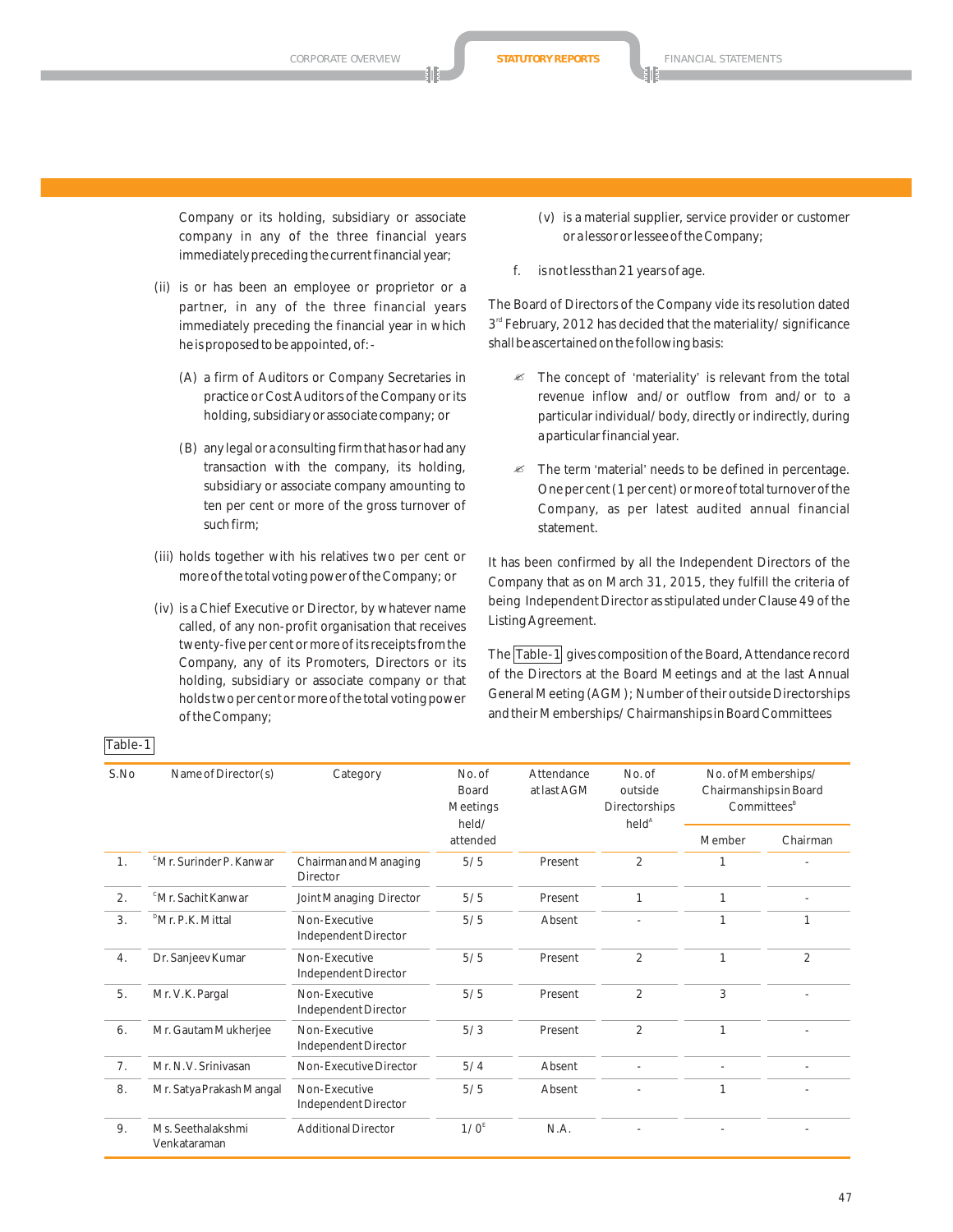Company or its holding, subsidiary or associate company in any of the three financial years immediately preceding the current financial year;

(ii) is or has been an employee or proprietor or a partner, in any of the three financial years immediately preceding the financial year in which he is proposed to be appointed, of:-

(A) a firm of Auditors or Company Secretaries in practice or Cost Auditors of the Company or its holding, subsidiary or associate company; or

(B) any legal or a consulting firm that has or had any transaction with the company, its holding, subsidiary or associate company amounting to ten per cent or more of the gross turnover of such firm;

(iii) holds together with his relatives two per cent or more of the total voting power of the Company; or

(iv) is a Chief Executive or Director, by whatever name called, of any non-profit organisation that receives twenty-five per cent or more of its receipts from the Company, any of its Promoters, Directors or its holding, subsidiary or associate company or that holds two per cent or more of the total voting power of the Company;

(v) is a material supplier, service provider or customer or a lessor or lessee of the Company;

f. is not less than 21 years of age.

The Board of Directors of the Company vide its resolution dated 3rd February, 2012 has decided that the materiality/ significance shall be ascertained on the following basis:

- The concept of 'materiality' is relevant from the total revenue inflow and/ or outflow from and/ or to a particular individual/ body, directly or indirectly, during a particular financial year.
- The term 'material' needs to be defined in percentage. One per cent (1 per cent) or more of total turnover of the Company, as per latest audited annual financial statement.

It has been confirmed by all the Independent Directors of the Company that as on March 31, 2015, they fulfill the criteria of being Independent Director as stipulated under Clause 49 of the Listing Agreement.

The Table-1 gives composition of the Board, Attendance record of the Directors at the Board Meetings and at the last Annual General Meeting (AGM); Number of their outside Directorships and their Memberships/ Chairmanships in Board Committees

Table-1

| S.No | Name of Director(s) | Category | No. of Board Meetings held/ attended | Attendance at last AGM | No. of outside Directorships held[A] | No. of Memberships/ Chairmanships in Board Committees[B] | |
|---|---|---|---|---|---|---|---|
| | | | | | | Member | Chairman |
| 1. | [C]Mr. Surinder P. Kanwar | Chairman and Managing Director | 5/5 | Present | 2 | 1 | - |
| 2. | [C]Mr. Sachit Kanwar | Joint Managing Director | 5/5 | Present | 1 | 1 | - |
| 3. | [D]Mr. P.K. Mittal | Non-Executive Independent Director | 5/5 | Absent | - | 1 | 1 |
| 4. | Dr. Sanjeev Kumar | Non-Executive Independent Director | 5/5 | Present | 2 | 1 | 2 |
| 5. | Mr. V.K. Pargal | Non-Executive Independent Director | 5/5 | Present | 2 | 3 | - |
| 6. | Mr. Gautam Mukherjee | Non-Executive Independent Director | 5/3 | Present | 2 | 1 | - |
| 7. | Mr. N.V. Srinivasan | Non-Executive Director | 5/4 | Absent | - | - | - |
| 8. | Mr. Satya Prakash Mangal | Non-Executive Independent Director | 5/5 | Absent | - | 1 | - |
| 9. | Ms. Seethalakshmi Venkataraman | Additional Director | 1/0[E] | N.A. | - | - | - |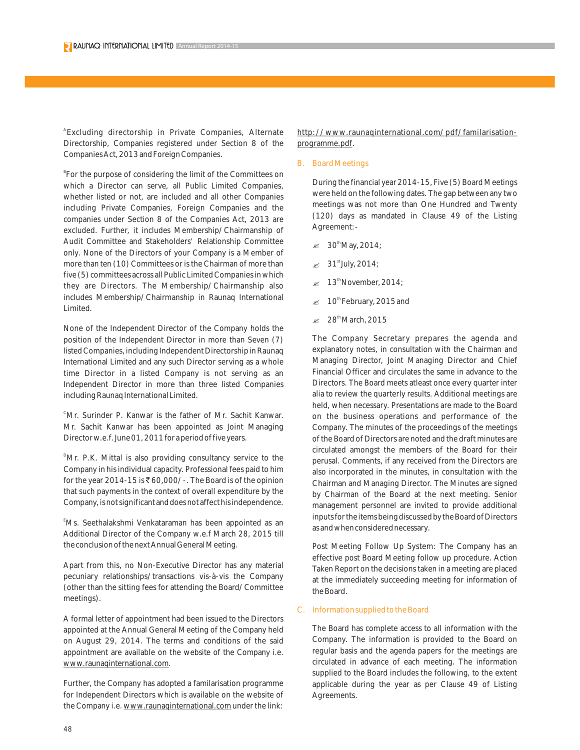[A]Excluding directorship in Private Companies, Alternate Directorship, Companies registered under Section 8 of the Companies Act, 2013 and Foreign Companies.

[B]For the purpose of considering the limit of the Committees on which a Director can serve, all Public Limited Companies, whether listed or not, are included and all other Companies including Private Companies, Foreign Companies and the companies under Section 8 of the Companies Act, 2013 are excluded. Further, it includes Membership/Chairmanship of Audit Committee and Stakeholders' Relationship Committee only. None of the Directors of your Company is a Member of more than ten (10) Committees or is the Chairman of more than five (5) committees across all Public Limited Companies in which they are Directors. The Membership/Chairmanship also includes Membership/Chairmanship in Raunaq International Limited.

None of the Independent Director of the Company holds the position of the Independent Director in more than Seven (7) listed Companies, including Independent Directorship in Raunaq International Limited and any such Director serving as a whole time Director in a listed Company is not serving as an Independent Director in more than three listed Companies including Raunaq International Limited.

[C]Mr. Surinder P. Kanwar is the father of Mr. Sachit Kanwar. Mr. Sachit Kanwar has been appointed as Joint Managing Director w.e.f. June 01, 2011 for a period of five years.

[D]Mr. P.K. Mittal is also providing consultancy service to the Company in his individual capacity. Professional fees paid to him for the year 2014-15 is ₹ 60,000/-. The Board is of the opinion that such payments in the context of overall expenditure by the Company, is not significant and does not affect his independence.

[E]Ms. Seethalakshmi Venkataraman has been appointed as an Additional Director of the Company w.e.f March 28, 2015 till the conclusion of the next Annual General Meeting.

Apart from this, no Non-Executive Director has any material pecuniary relationships/transactions vis-à-vis the Company (other than the sitting fees for attending the Board/Committee meetings).

A formal letter of appointment had been issued to the Directors appointed at the Annual General Meeting of the Company held on August 29, 2014. The terms and conditions of the said appointment are available on the website of the Company i.e. www.raunaqinternational.com.

Further, the Company has adopted a familarisation programme for Independent Directors which is available on the website of the Company i.e. www.raunaqinternational.com under the link: http://www.raunaqinternational.com/pdf/familarisation-programme.pdf.

## B. Board Meetings

During the financial year 2014-15, Five (5) Board Meetings were held on the following dates. The gap between any two meetings was not more than One Hundred and Twenty (120) days as mandated in Clause 49 of the Listing Agreement:-

- 30th May, 2014;
- 31st July, 2014;
- 13th November, 2014;
- 10th February, 2015 and
- 28th March, 2015

The Company Secretary prepares the agenda and explanatory notes, in consultation with the Chairman and Managing Director, Joint Managing Director and Chief Financial Officer and circulates the same in advance to the Directors. The Board meets atleast once every quarter inter alia to review the quarterly results. Additional meetings are held, when necessary. Presentations are made to the Board on the business operations and performance of the Company. The minutes of the proceedings of the meetings of the Board of Directors are noted and the draft minutes are circulated amongst the members of the Board for their perusal. Comments, if any received from the Directors are also incorporated in the minutes, in consultation with the Chairman and Managing Director. The Minutes are signed by Chairman of the Board at the next meeting. Senior management personnel are invited to provide additional inputs for the items being discussed by the Board of Directors as and when considered necessary.

Post Meeting Follow Up System: The Company has an effective post Board Meeting follow up procedure. Action Taken Report on the decisions taken in a meeting are placed at the immediately succeeding meeting for information of the Board.

## C. Information supplied to the Board

The Board has complete access to all information with the Company. The information is provided to the Board on regular basis and the agenda papers for the meetings are circulated in advance of each meeting. The information supplied to the Board includes the following, to the extent applicable during the year as per Clause 49 of Listing Agreements.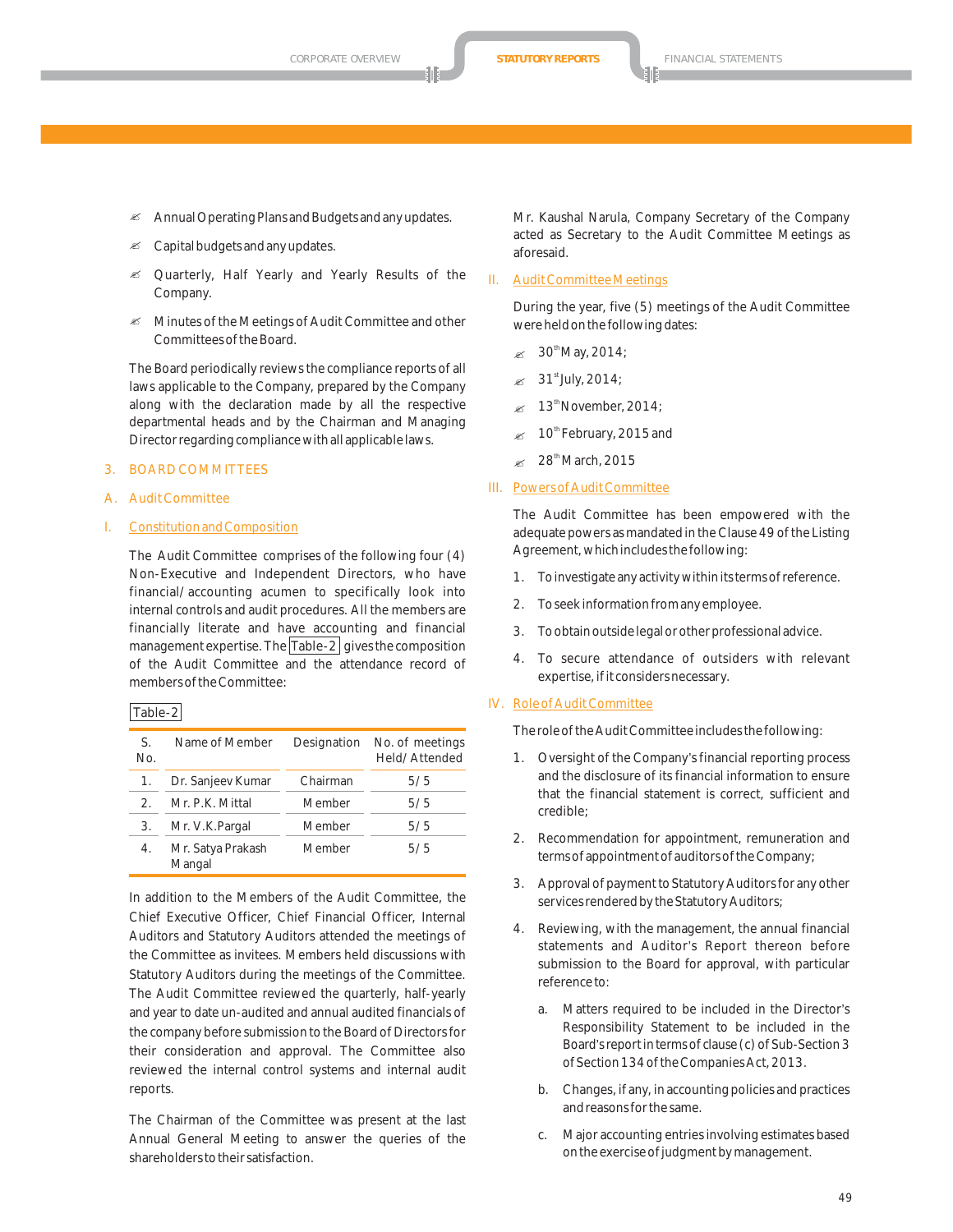- Annual Operating Plans and Budgets and any updates.
- Capital budgets and any updates.
- Quarterly, Half Yearly and Yearly Results of the Company.
- Minutes of the Meetings of Audit Committee and other Committees of the Board.

The Board periodically reviews the compliance reports of all laws applicable to the Company, prepared by the Company along with the declaration made by all the respective departmental heads and by the Chairman and Managing Director regarding compliance with all applicable laws.

## 3. BOARD COMMITTEES

### A. Audit Committee

#### I. Constitution and Composition

The Audit Committee comprises of the following four (4) Non-Executive and Independent Directors, who have financial/accounting acumen to specifically look into internal controls and audit procedures. All the members are financially literate and have accounting and financial management expertise. The Table-2 gives the composition of the Audit Committee and the attendance record of members of the Committee:

Table-2

| S. No. | Name of Member | Designation | No. of meetings Held/Attended |
|---|---|---|---|
| 1. | Dr. Sanjeev Kumar | Chairman | 5/5 |
| 2. | Mr. P.K. Mittal | Member | 5/5 |
| 3. | Mr. V.K.Pargal | Member | 5/5 |
| 4. | Mr. Satya Prakash Mangal | Member | 5/5 |

In addition to the Members of the Audit Committee, the Chief Executive Officer, Chief Financial Officer, Internal Auditors and Statutory Auditors attended the meetings of the Committee as invitees. Members held discussions with Statutory Auditors during the meetings of the Committee. The Audit Committee reviewed the quarterly, half-yearly and year to date un-audited and annual audited financials of the company before submission to the Board of Directors for their consideration and approval. The Committee also reviewed the internal control systems and internal audit reports.

The Chairman of the Committee was present at the last Annual General Meeting to answer the queries of the shareholders to their satisfaction.

Mr. Kaushal Narula, Company Secretary of the Company acted as Secretary to the Audit Committee Meetings as aforesaid.

#### II. Audit Committee Meetings

During the year, five (5) meetings of the Audit Committee were held on the following dates:

- 30th May, 2014;
- 31st July, 2014;
- 13th November, 2014;
- 10th February, 2015 and
- 28th March, 2015

#### III. Powers of Audit Committee

The Audit Committee has been empowered with the adequate powers as mandated in the Clause 49 of the Listing Agreement, which includes the following:

1. To investigate any activity within its terms of reference.
2. To seek information from any employee.
3. To obtain outside legal or other professional advice.
4. To secure attendance of outsiders with relevant expertise, if it considers necessary.

#### IV. Role of Audit Committee

The role of the Audit Committee includes the following:

1. Oversight of the Company's financial reporting process and the disclosure of its financial information to ensure that the financial statement is correct, sufficient and credible;
2. Recommendation for appointment, remuneration and terms of appointment of auditors of the Company;
3. Approval of payment to Statutory Auditors for any other services rendered by the Statutory Auditors;
4. Reviewing, with the management, the annual financial statements and Auditor's Report thereon before submission to the Board for approval, with particular reference to:
   a. Matters required to be included in the Director's Responsibility Statement to be included in the Board's report in terms of clause (c) of Sub-Section 3 of Section 134 of the Companies Act, 2013.
   b. Changes, if any, in accounting policies and practices and reasons for the same.
   c. Major accounting entries involving estimates based on the exercise of judgment by management.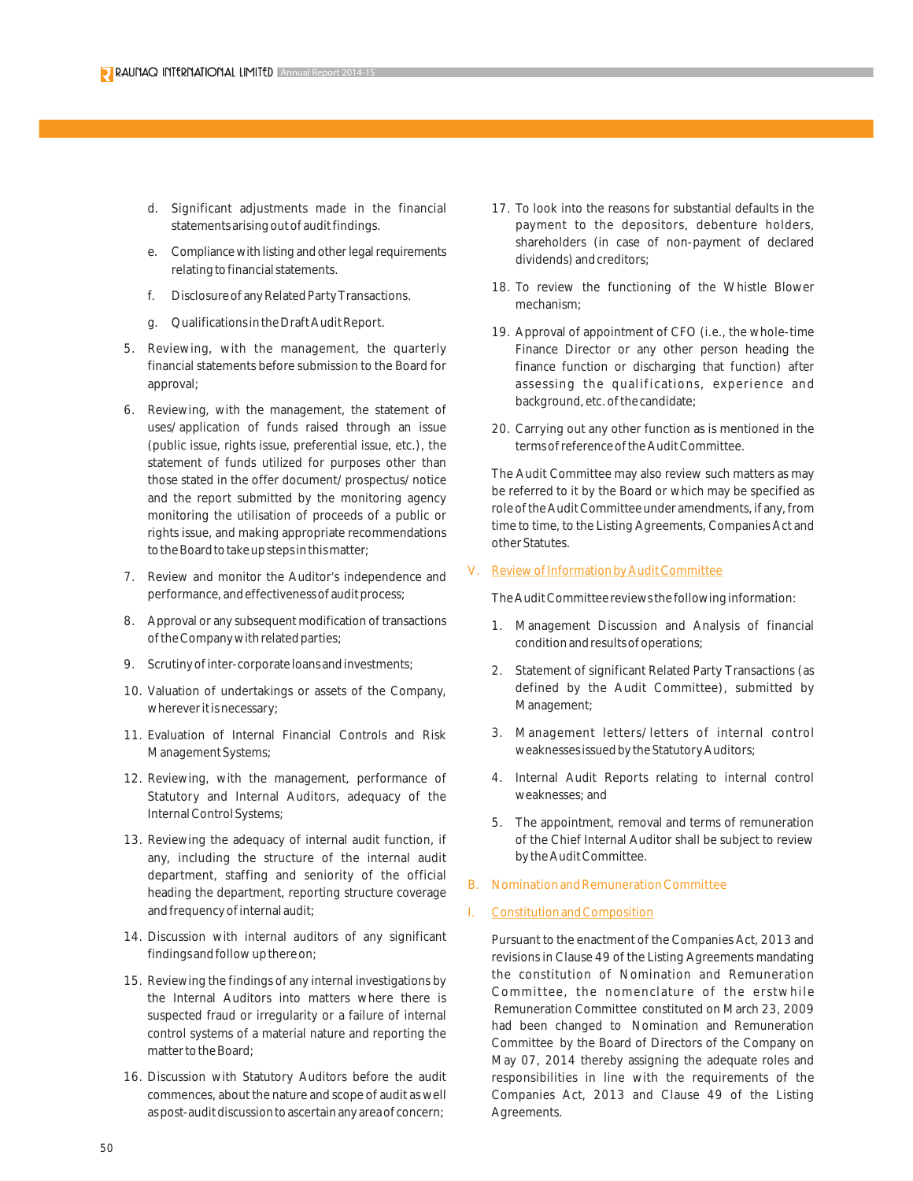d. Significant adjustments made in the financial statements arising out of audit findings.

e. Compliance with listing and other legal requirements relating to financial statements.

f. Disclosure of any Related Party Transactions.

g. Qualifications in the Draft Audit Report.

5. Reviewing, with the management, the quarterly financial statements before submission to the Board for approval;

6. Reviewing, with the management, the statement of uses/ application of funds raised through an issue (public issue, rights issue, preferential issue, etc.), the statement of funds utilized for purposes other than those stated in the offer document/ prospectus/ notice and the report submitted by the monitoring agency monitoring the utilisation of proceeds of a public or rights issue, and making appropriate recommendations to the Board to take up steps in this matter;

7. Review and monitor the Auditor's independence and performance, and effectiveness of audit process;

8. Approval or any subsequent modification of transactions of the Company with related parties;

9. Scrutiny of inter-corporate loans and investments;

10. Valuation of undertakings or assets of the Company, wherever it is necessary;

11. Evaluation of Internal Financial Controls and Risk Management Systems;

12. Reviewing, with the management, performance of Statutory and Internal Auditors, adequacy of the Internal Control Systems;

13. Reviewing the adequacy of internal audit function, if any, including the structure of the internal audit department, staffing and seniority of the official heading the department, reporting structure coverage and frequency of internal audit;

14. Discussion with internal auditors of any significant findings and follow up there on;

15. Reviewing the findings of any internal investigations by the Internal Auditors into matters where there is suspected fraud or irregularity or a failure of internal control systems of a material nature and reporting the matter to the Board;

16. Discussion with Statutory Auditors before the audit commences, about the nature and scope of audit as well as post-audit discussion to ascertain any area of concern;

17. To look into the reasons for substantial defaults in the payment to the depositors, debenture holders, shareholders (in case of non-payment of declared dividends) and creditors;

18. To review the functioning of the Whistle Blower mechanism;

19. Approval of appointment of CFO (i.e., the whole-time Finance Director or any other person heading the finance function or discharging that function) after assessing the qualifications, experience and background, etc. of the candidate;

20. Carrying out any other function as is mentioned in the terms of reference of the Audit Committee.

The Audit Committee may also review such matters as may be referred to it by the Board or which may be specified as role of the Audit Committee under amendments, if any, from time to time, to the Listing Agreements, Companies Act and other Statutes.

V. Review of Information by Audit Committee

The Audit Committee reviews the following information:

1. Management Discussion and Analysis of financial condition and results of operations;

2. Statement of significant Related Party Transactions (as defined by the Audit Committee), submitted by Management;

3. Management letters/ letters of internal control weaknesses issued by the Statutory Auditors;

4. Internal Audit Reports relating to internal control weaknesses; and

5. The appointment, removal and terms of remuneration of the Chief Internal Auditor shall be subject to review by the Audit Committee.

## B. Nomination and Remuneration Committee

I. Constitution and Composition

Pursuant to the enactment of the Companies Act, 2013 and revisions in Clause 49 of the Listing Agreements mandating the constitution of Nomination and Remuneration Committee, the nomenclature of the erstwhile Remuneration Committee constituted on March 23, 2009 had been changed to Nomination and Remuneration Committee by the Board of Directors of the Company on May 07, 2014 thereby assigning the adequate roles and responsibilities in line with the requirements of the Companies Act, 2013 and Clause 49 of the Listing Agreements.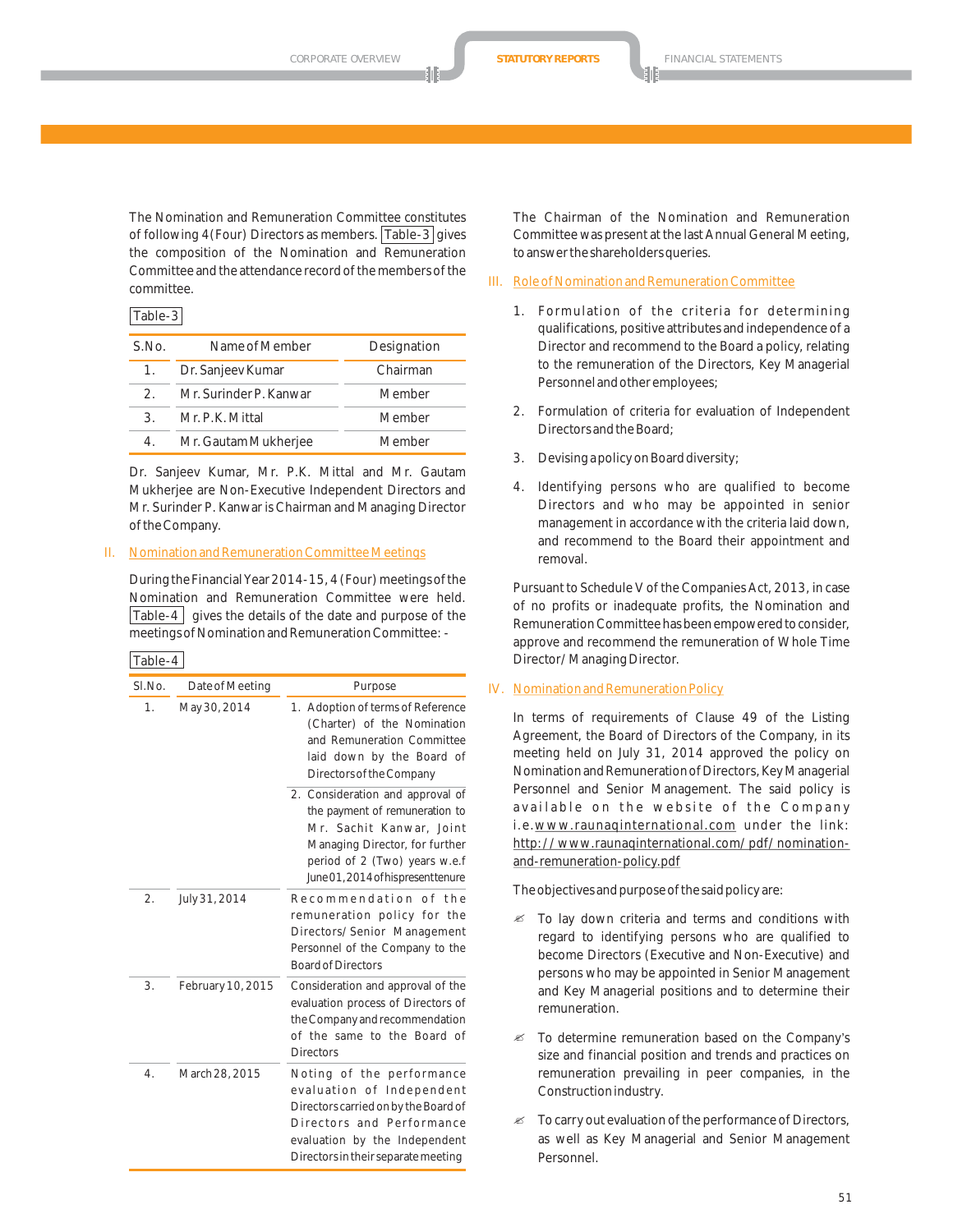The Nomination and Remuneration Committee constitutes of following 4 (Four) Directors as members. Table-3 gives the composition of the Nomination and Remuneration Committee and the attendance record of the members of the committee.

Table-3

| S.No. | Name of Member | Designation |
|---|---|---|
| 1. | Dr. Sanjeev Kumar | Chairman |
| 2. | Mr. Surinder P. Kanwar | Member |
| 3. | Mr. P.K. Mittal | Member |
| 4. | Mr. Gautam Mukherjee | Member |

Dr. Sanjeev Kumar, Mr. P.K. Mittal and Mr. Gautam Mukherjee are Non-Executive Independent Directors and Mr. Surinder P. Kanwar is Chairman and Managing Director of the Company.

## II. Nomination and Remuneration Committee Meetings

During the Financial Year 2014-15, 4 (Four) meetings of the Nomination and Remuneration Committee were held. Table-4 gives the details of the date and purpose of the meetings of Nomination and Remuneration Committee: -

Table-4

| Sl.No. | Date of Meeting | Purpose |
|---|---|---|
| 1. | May 30, 2014 | 1. Adoption of terms of Reference (Charter) of the Nomination and Remuneration Committee laid down by the Board of Directors of the Company |
| | | 2. Consideration and approval of the payment of remuneration to Mr. Sachit Kanwar, Joint Managing Director, for further period of 2 (Two) years w.e.f June 01, 2014 of his present tenure |
| 2. | July 31, 2014 | Recommendation of the remuneration policy for the Directors/ Senior Management Personnel of the Company to the Board of Directors |
| 3. | February 10, 2015 | Consideration and approval of the evaluation process of Directors of the Company and recommendation of the same to the Board of Directors |
| 4. | March 28, 2015 | Noting of the performance evaluation of Independent Directors carried on by the Board of Directors and Performance evaluation by the Independent Directors in their separate meeting |

The Chairman of the Nomination and Remuneration Committee was present at the last Annual General Meeting, to answer the shareholders queries.

## III. Role of Nomination and Remuneration Committee

1. Formulation of the criteria for determining qualifications, positive attributes and independence of a Director and recommend to the Board a policy, relating to the remuneration of the Directors, Key Managerial Personnel and other employees;
2. Formulation of criteria for evaluation of Independent Directors and the Board;
3. Devising a policy on Board diversity;
4. Identifying persons who are qualified to become Directors and who may be appointed in senior management in accordance with the criteria laid down, and recommend to the Board their appointment and removal.

Pursuant to Schedule V of the Companies Act, 2013, in case of no profits or inadequate profits, the Nomination and Remuneration Committee has been empowered to consider, approve and recommend the remuneration of Whole Time Director/ Managing Director.

## IV. Nomination and Remuneration Policy

In terms of requirements of Clause 49 of the Listing Agreement, the Board of Directors of the Company, in its meeting held on July 31, 2014 approved the policy on Nomination and Remuneration of Directors, Key Managerial Personnel and Senior Management. The said policy is available on the website of the Company i.e. www.raunaqinternational.com under the link: http://www.raunaqinternational.com/pdf/nomination-and-remuneration-policy.pdf

The objectives and purpose of the said policy are:

- To lay down criteria and terms and conditions with regard to identifying persons who are qualified to become Directors (Executive and Non-Executive) and persons who may be appointed in Senior Management and Key Managerial positions and to determine their remuneration.
- To determine remuneration based on the Company's size and financial position and trends and practices on remuneration prevailing in peer companies, in the Construction industry.
- To carry out evaluation of the performance of Directors, as well as Key Managerial and Senior Management Personnel.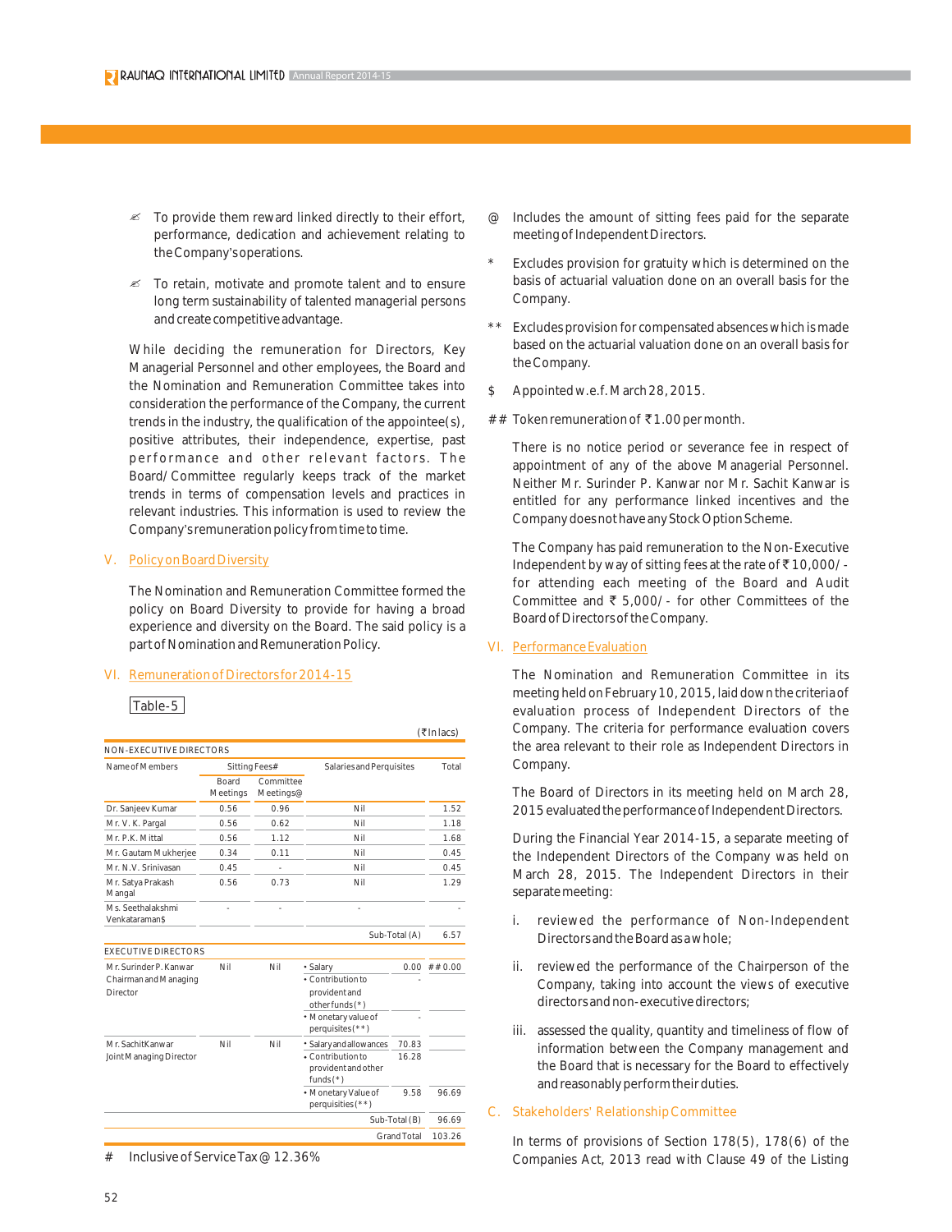- To provide them reward linked directly to their effort, performance, dedication and achievement relating to the Company's operations.

- To retain, motivate and promote talent and to ensure long term sustainability of talented managerial persons and create competitive advantage.

While deciding the remuneration for Directors, Key Managerial Personnel and other employees, the Board and the Nomination and Remuneration Committee takes into consideration the performance of the Company, the current trends in the industry, the qualification of the appointee(s), positive attributes, their independence, expertise, past performance and other relevant factors. The Board/Committee regularly keeps track of the market trends in terms of compensation levels and practices in relevant industries. This information is used to review the Company's remuneration policy from time to time.

## V. Policy on Board Diversity

The Nomination and Remuneration Committee formed the policy on Board Diversity to provide for having a broad experience and diversity on the Board. The said policy is a part of Nomination and Remuneration Policy.

## VI. Remuneration of Directors for 2014-15

Table-5

(₹ In lacs)

| Name of Members | Sitting Fees# | | Salaries and Perquisites | | Total |
|---|---|---|---|---|---|
| | Board Meetings | Committee Meetings@ | | | |
| **NON-EXECUTIVE DIRECTORS** | | | | | |
| Dr. Sanjeev Kumar | 0.56 | 0.96 | Nil | | 1.52 |
| Mr. V. K. Pargal | 0.56 | 0.62 | Nil | | 1.18 |
| Mr. P.K. Mittal | 0.56 | 1.12 | Nil | | 1.68 |
| Mr. Gautam Mukherjee | 0.34 | 0.11 | Nil | | 0.45 |
| Mr. N.V. Srinivasan | 0.45 | - | Nil | | 0.45 |
| Mr. Satya Prakash Mangal | 0.56 | 0.73 | Nil | | 1.29 |
| Ms. Seethalakshmi Venkataraman$ | - | - | - | | - |
| | | | Sub-Total (A) | | 6.57 |
| **EXECUTIVE DIRECTORS** | | | | | |
| Mr. Surinder P. Kanwar Chairman and Managing Director | Nil | Nil | • Salary | 0.00 | ##0.00 |
| | | | • Contribution to provident and other funds (*) | - | |
| | | | • Monetary value of perquisites (**) | - | |
| Mr. Sachit Kanwar Joint Managing Director | Nil | Nil | • Salary and allowances | 70.83 | |
| | | | • Contribution to provident and other funds (*) | 16.28 | |
| | | | • Monetary Value of perquisites (**) | 9.58 | 96.69 |
| | | | Sub-Total (B) | | 96.69 |
| | | | Grand Total | | 103.26 |

\# Inclusive of Service Tax @ 12.36%

@ Includes the amount of sitting fees paid for the separate meeting of Independent Directors.

\* Excludes provision for gratuity which is determined on the basis of actuarial valuation done on an overall basis for the Company.

\** Excludes provision for compensated absences which is made based on the actuarial valuation done on an overall basis for the Company.

$ Appointed w.e.f. March 28, 2015.

\## Token remuneration of ₹1.00 per month.

There is no notice period or severance fee in respect of appointment of any of the above Managerial Personnel. Neither Mr. Surinder P. Kanwar nor Mr. Sachit Kanwar is entitled for any performance linked incentives and the Company does not have any Stock Option Scheme.

The Company has paid remuneration to the Non-Executive Independent by way of sitting fees at the rate of ₹10,000/- for attending each meeting of the Board and Audit Committee and ₹ 5,000/- for other Committees of the Board of Directors of the Company.

## VI. Performance Evaluation

The Nomination and Remuneration Committee in its meeting held on February 10, 2015, laid down the criteria of evaluation process of Independent Directors of the Company. The criteria for performance evaluation covers the area relevant to their role as Independent Directors in Company.

The Board of Directors in its meeting held on March 28, 2015 evaluated the performance of Independent Directors.

During the Financial Year 2014-15, a separate meeting of the Independent Directors of the Company was held on March 28, 2015. The Independent Directors in their separate meeting:

i. reviewed the performance of Non-Independent Directors and the Board as a whole;

ii. reviewed the performance of the Chairperson of the Company, taking into account the views of executive directors and non-executive directors;

iii. assessed the quality, quantity and timeliness of flow of information between the Company management and the Board that is necessary for the Board to effectively and reasonably perform their duties.

## C. Stakeholders' Relationship Committee

In terms of provisions of Section 178(5), 178(6) of the Companies Act, 2013 read with Clause 49 of the Listing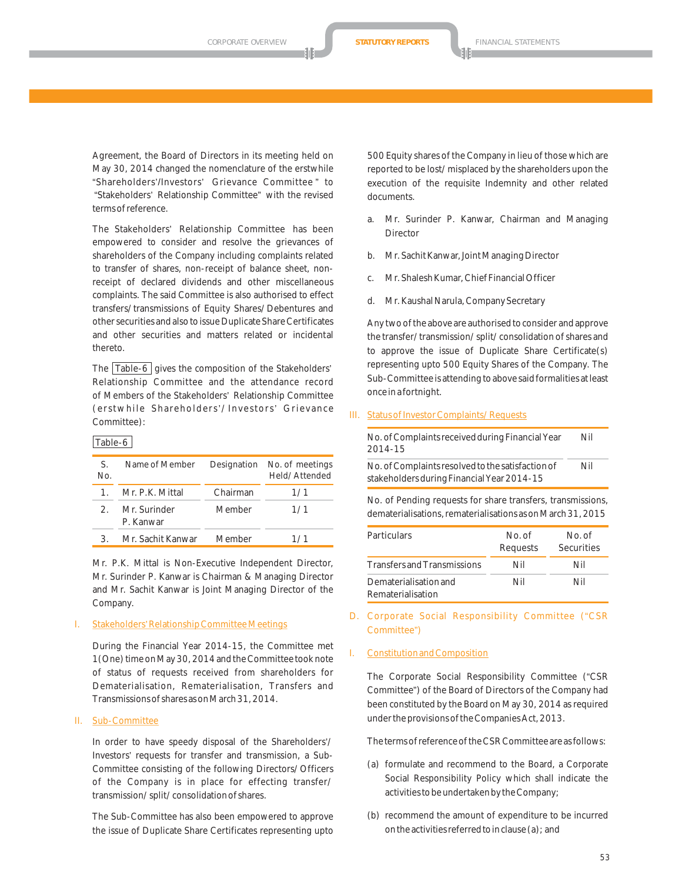Agreement, the Board of Directors in its meeting held on May 30, 2014 changed the nomenclature of the erstwhile "Shareholders'/Investors' Grievance Committee" to "Stakeholders' Relationship Committee" with the revised terms of reference.

The Stakeholders' Relationship Committee has been empowered to consider and resolve the grievances of shareholders of the Company including complaints related to transfer of shares, non-receipt of balance sheet, non-receipt of declared dividends and other miscellaneous complaints. The said Committee is also authorised to effect transfers/transmissions of Equity Shares/Debentures and other securities and also to issue Duplicate Share Certificates and other securities and matters related or incidental thereto.

The Table-6 gives the composition of the Stakeholders' Relationship Committee and the attendance record of Members of the Stakeholders' Relationship Committee (erstwhile Shareholders'/Investors' Grievance Committee):

Table-6

| S. No. | Name of Member | Designation | No. of meetings Held/Attended |
|---|---|---|---|
| 1. | Mr. P.K. Mittal | Chairman | 1/1 |
| 2. | Mr. Surinder P. Kanwar | Member | 1/1 |
| 3. | Mr. Sachit Kanwar | Member | 1/1 |

Mr. P.K. Mittal is Non-Executive Independent Director, Mr. Surinder P. Kanwar is Chairman & Managing Director and Mr. Sachit Kanwar is Joint Managing Director of the Company.

I. Stakeholders' Relationship Committee Meetings

During the Financial Year 2014-15, the Committee met 1(One) time on May 30, 2014 and the Committee took note of status of requests received from shareholders for Dematerialisation, Rematerialisation, Transfers and Transmissions of shares as on March 31, 2014.

II. Sub-Committee

In order to have speedy disposal of the Shareholders'/Investors' requests for transfer and transmission, a Sub-Committee consisting of the following Directors/Officers of the Company is in place for effecting transfer/transmission/split/consolidation of shares.

The Sub-Committee has also been empowered to approve the issue of Duplicate Share Certificates representing upto 500 Equity shares of the Company in lieu of those which are reported to be lost/misplaced by the shareholders upon the execution of the requisite Indemnity and other related documents.

a. Mr. Surinder P. Kanwar, Chairman and Managing Director

b. Mr. Sachit Kanwar, Joint Managing Director

c. Mr. Shalesh Kumar, Chief Financial Officer

d. Mr. Kaushal Narula, Company Secretary

Any two of the above are authorised to consider and approve the transfer/transmission/split/consolidation of shares and to approve the issue of Duplicate Share Certificate(s) representing upto 500 Equity Shares of the Company. The Sub-Committee is attending to above said formalities at least once in a fortnight.

III. Status of Investor Complaints/Requests

| | |
|---|---|
| No. of Complaints received during Financial Year 2014-15 | Nil |
| No. of Complaints resolved to the satisfaction of stakeholders during Financial Year 2014-15 | Nil |

No. of Pending requests for share transfers, transmissions, dematerialisations, rematerialisations as on March 31, 2015

| Particulars | No. of Requests | No. of Securities |
|---|---|---|
| Transfers and Transmissions | Nil | Nil |
| Dematerialisation and Rematerialisation | Nil | Nil |

D. Corporate Social Responsibility Committee ("CSR Committee")

I. Constitution and Composition

The Corporate Social Responsibility Committee ("CSR Committee") of the Board of Directors of the Company had been constituted by the Board on May 30, 2014 as required under the provisions of the Companies Act, 2013.

The terms of reference of the CSR Committee are as follows:

(a) formulate and recommend to the Board, a Corporate Social Responsibility Policy which shall indicate the activities to be undertaken by the Company;

(b) recommend the amount of expenditure to be incurred on the activities referred to in clause (a); and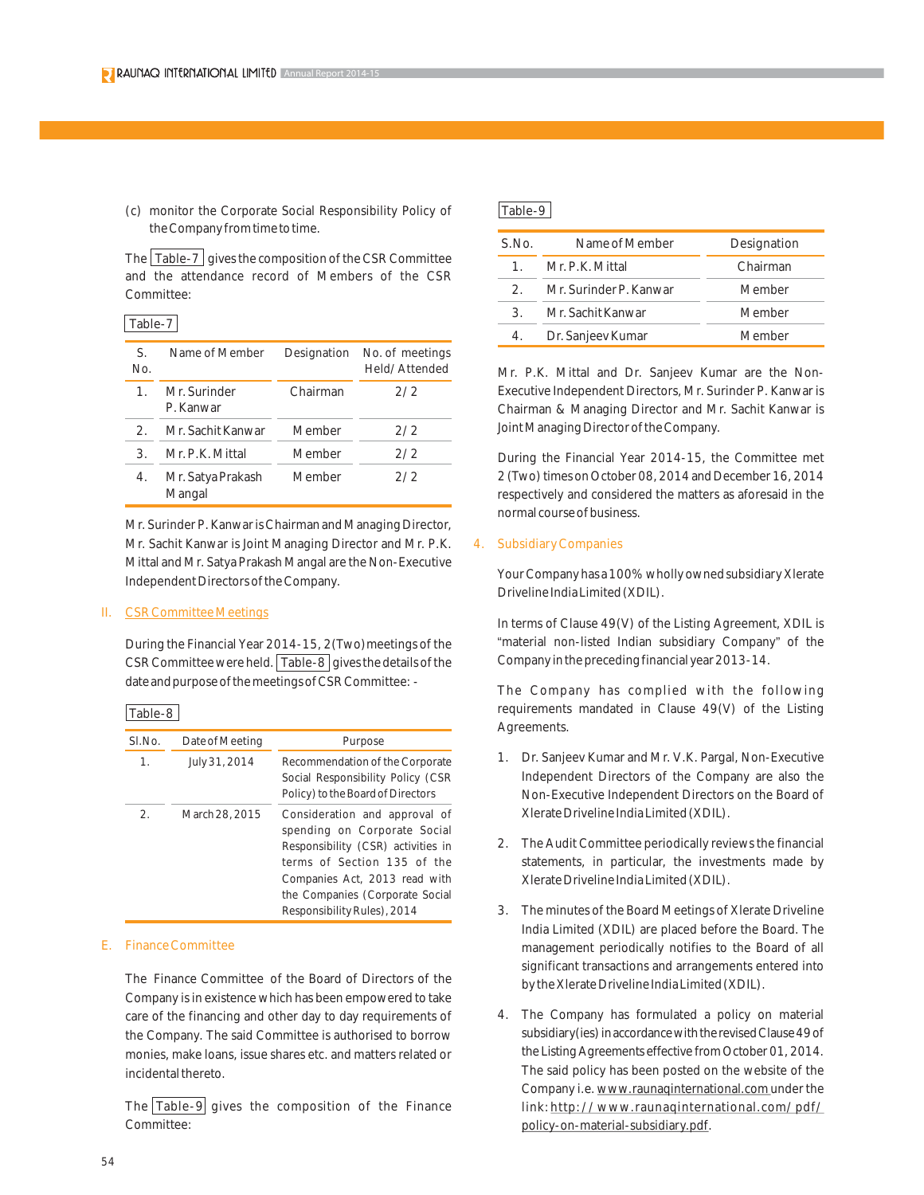(c) monitor the Corporate Social Responsibility Policy of the Company from time to time.

The Table-7 gives the composition of the CSR Committee and the attendance record of Members of the CSR Committee:

Table-7

| S. No. | Name of Member | Designation | No. of meetings Held/Attended |
|---|---|---|---|
| 1. | Mr. Surinder P. Kanwar | Chairman | 2/2 |
| 2. | Mr. Sachit Kanwar | Member | 2/2 |
| 3. | Mr. P.K. Mittal | Member | 2/2 |
| 4. | Mr. Satya Prakash Mangal | Member | 2/2 |

Mr. Surinder P. Kanwar is Chairman and Managing Director, Mr. Sachit Kanwar is Joint Managing Director and Mr. P.K. Mittal and Mr. Satya Prakash Mangal are the Non-Executive Independent Directors of the Company.

II. CSR Committee Meetings

During the Financial Year 2014-15, 2(Two) meetings of the CSR Committee were held. Table-8 gives the details of the date and purpose of the meetings of CSR Committee: -

Table-8

| Sl.No. | Date of Meeting | Purpose |
|---|---|---|
| 1. | July 31, 2014 | Recommendation of the Corporate Social Responsibility Policy (CSR Policy) to the Board of Directors |
| 2. | March 28, 2015 | Consideration and approval of spending on Corporate Social Responsibility (CSR) activities in terms of Section 135 of the Companies Act, 2013 read with the Companies (Corporate Social Responsibility Rules), 2014 |

E. Finance Committee

The Finance Committee of the Board of Directors of the Company is in existence which has been empowered to take care of the financing and other day to day requirements of the Company. The said Committee is authorised to borrow monies, make loans, issue shares etc. and matters related or incidental thereto.

The Table-9 gives the composition of the Finance Committee:

Table-9

| S.No. | Name of Member | Designation |
|---|---|---|
| 1. | Mr. P.K. Mittal | Chairman |
| 2. | Mr. Surinder P. Kanwar | Member |
| 3. | Mr. Sachit Kanwar | Member |
| 4. | Dr. Sanjeev Kumar | Member |

Mr. P.K. Mittal and Dr. Sanjeev Kumar are the Non-Executive Independent Directors, Mr. Surinder P. Kanwar is Chairman & Managing Director and Mr. Sachit Kanwar is Joint Managing Director of the Company.

During the Financial Year 2014-15, the Committee met 2 (Two) times on October 08, 2014 and December 16, 2014 respectively and considered the matters as aforesaid in the normal course of business.

4. Subsidiary Companies

Your Company has a 100% wholly owned subsidiary Xlerate Driveline India Limited (XDIL).

In terms of Clause 49(V) of the Listing Agreement, XDIL is "material non-listed Indian subsidiary Company" of the Company in the preceding financial year 2013-14.

The Company has complied with the following requirements mandated in Clause 49(V) of the Listing Agreements.

1. Dr. Sanjeev Kumar and Mr. V.K. Pargal, Non-Executive Independent Directors of the Company are also the Non-Executive Independent Directors on the Board of Xlerate Driveline India Limited (XDIL).

2. The Audit Committee periodically reviews the financial statements, in particular, the investments made by Xlerate Driveline India Limited (XDIL).

3. The minutes of the Board Meetings of Xlerate Driveline India Limited (XDIL) are placed before the Board. The management periodically notifies to the Board of all significant transactions and arrangements entered into by the Xlerate Driveline India Limited (XDIL).

4. The Company has formulated a policy on material subsidiary(ies) in accordance with the revised Clause 49 of the Listing Agreements effective from October 01, 2014. The said policy has been posted on the website of the Company i.e. www.raunaqinternational.com under the link: http://www.raunaqinternational.com/pdf/policy-on-material-subsidiary.pdf.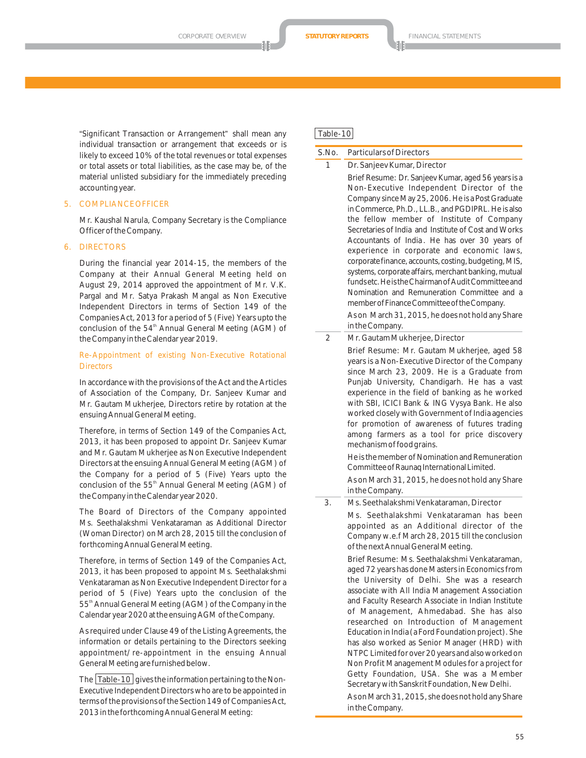"Significant Transaction or Arrangement" shall mean any individual transaction or arrangement that exceeds or is likely to exceed 10% of the total revenues or total expenses or total assets or total liabilities, as the case may be, of the material unlisted subsidiary for the immediately preceding accounting year.

## 5. COMPLIANCE OFFICER

Mr. Kaushal Narula, Company Secretary is the Compliance Officer of the Company.

## 6. DIRECTORS

During the financial year 2014-15, the members of the Company at their Annual General Meeting held on August 29, 2014 approved the appointment of Mr. V.K. Pargal and Mr. Satya Prakash Mangal as Non Executive Independent Directors in terms of Section 149 of the Companies Act, 2013 for a period of 5 (Five) Years upto the conclusion of the 54th Annual General Meeting (AGM) of the Company in the Calendar year 2019.

### Re-Appointment of existing Non-Executive Rotational Directors

In accordance with the provisions of the Act and the Articles of Association of the Company, Dr. Sanjeev Kumar and Mr. Gautam Mukherjee, Directors retire by rotation at the ensuing Annual General Meeting.

Therefore, in terms of Section 149 of the Companies Act, 2013, it has been proposed to appoint Dr. Sanjeev Kumar and Mr. Gautam Mukherjee as Non Executive Independent Directors at the ensuing Annual General Meeting (AGM) of the Company for a period of 5 (Five) Years upto the conclusion of the 55th Annual General Meeting (AGM) of the Company in the Calendar year 2020.

The Board of Directors of the Company appointed Ms. Seethalakshmi Venkataraman as Additional Director (Woman Director) on March 28, 2015 till the conclusion of forthcoming Annual General Meeting.

Therefore, in terms of Section 149 of the Companies Act, 2013, it has been proposed to appoint Ms. Seethalakshmi Venkataraman as Non Executive Independent Director for a period of 5 (Five) Years upto the conclusion of the 55th Annual General Meeting (AGM) of the Company in the Calendar year 2020 at the ensuing AGM of the Company.

As required under Clause 49 of the Listing Agreements, the information or details pertaining to the Directors seeking appointment/ re-appointment in the ensuing Annual General Meeting are furnished below.

The Table-10 gives the information pertaining to the Non-Executive Independent Directors who are to be appointed in terms of the provisions of the Section 149 of Companies Act, 2013 in the forthcoming Annual General Meeting:

Table-10

| S.No. | Particulars of Directors |
|---|---|
| 1 | Dr. Sanjeev Kumar, Director<br><br>Brief Resume: Dr. Sanjeev Kumar, aged 56 years is a Non-Executive Independent Director of the Company since May 25, 2006. He is a Post Graduate in Commerce, Ph.D., LL.B., and PGDIPRL. He is also the fellow member of Institute of Company Secretaries of India and Institute of Cost and Works Accountants of India. He has over 30 years of experience in corporate and economic laws, corporate finance, accounts, costing, budgeting, MIS, systems, corporate affairs, merchant banking, mutual funds etc. He is the Chairman of Audit Committee and Nomination and Remuneration Committee and a member of Finance Committee of the Company.<br><br>As on March 31, 2015, he does not hold any Share in the Company. |
| 2 | Mr. Gautam Mukherjee, Director<br><br>Brief Resume: Mr. Gautam Mukherjee, aged 58 years is a Non-Executive Director of the Company since March 23, 2009. He is a Graduate from Punjab University, Chandigarh. He has a vast experience in the field of banking as he worked with SBI, ICICI Bank & ING Vysya Bank. He also worked closely with Government of India agencies for promotion of awareness of futures trading among farmers as a tool for price discovery mechanism of food grains.<br><br>He is the member of Nomination and Remuneration Committee of Raunaq International Limited.<br><br>As on March 31, 2015, he does not hold any Share in the Company. |
| 3. | Ms. Seethalakshmi Venkataraman, Director<br><br>Ms. Seethalakshmi Venkataraman has been appointed as an Additional director of the Company w.e.f March 28, 2015 till the conclusion of the next Annual General Meeting.<br><br>Brief Resume: Ms. Seethalakshmi Venkataraman, aged 72 years has done Masters in Economics from the University of Delhi. She was a research associate with All India Management Association and Faculty Research Associate in Indian Institute of Management, Ahmedabad. She has also researched on Introduction of Management Education in India (a Ford Foundation project). She has also worked as Senior Manager (HRD) with NTPC Limited for over 20 years and also worked on Non Profit Management Modules for a project for Getty Foundation, USA. She was a Member Secretary with Sanskrit Foundation, New Delhi.<br><br>As on March 31, 2015, she does not hold any Share in the Company. |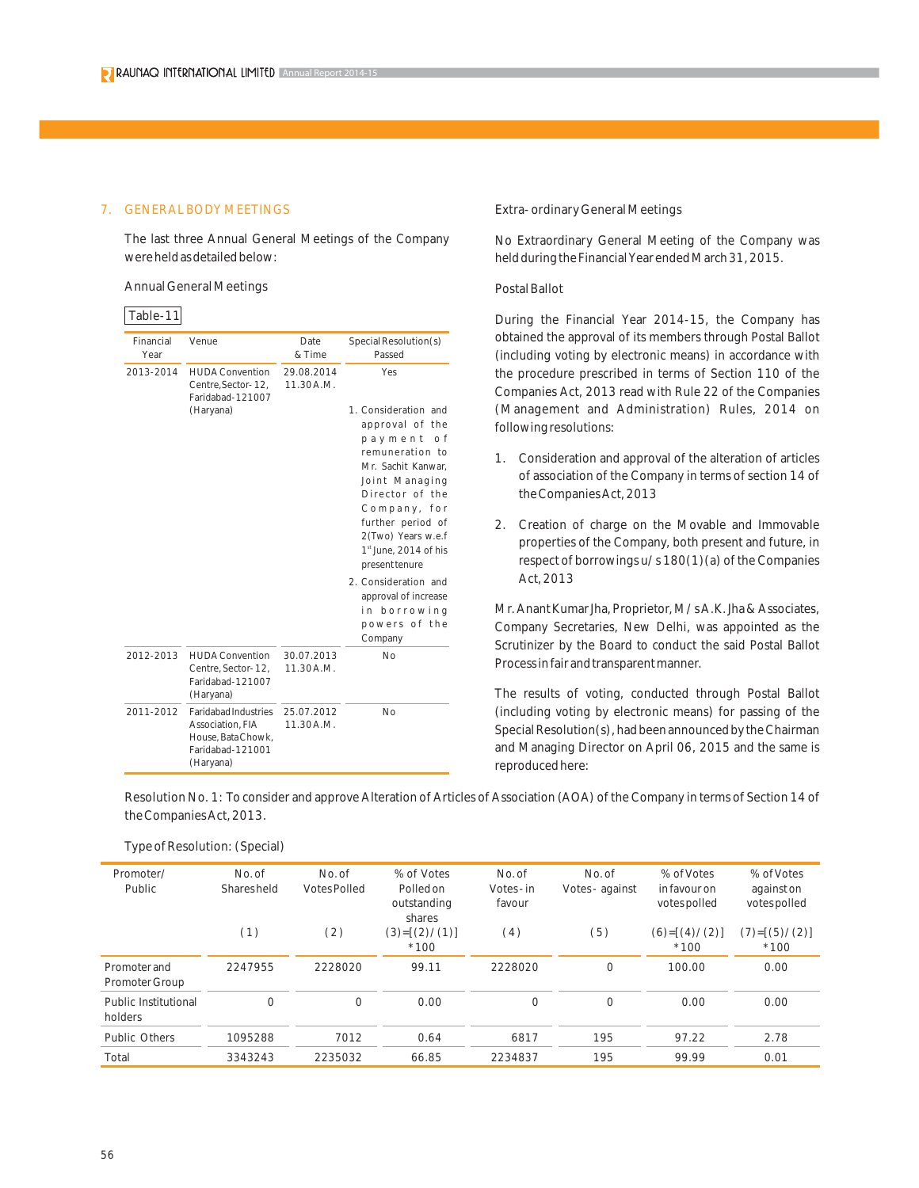## 7. GENERAL BODY MEETINGS

The last three Annual General Meetings of the Company were held as detailed below:

Annual General Meetings

Table-11

| Financial Year | Venue | Date & Time | Special Resolution(s) Passed |
|---|---|---|---|
| 2013-2014 | HUDA Convention Centre, Sector- 12, Faridabad-121007 (Haryana) | 29.08.2014 11.30 A.M. | Yes<br>1. Consideration and approval of the payment of remuneration to Mr. Sachit Kanwar, Joint Managing Director of the Company, for further period of 2(Two) Years w.e.f 1st June, 2014 of his present tenure<br>2. Consideration and approval of increase in borrowing powers of the Company |
| 2012-2013 | HUDA Convention Centre, Sector- 12, Faridabad-121007 (Haryana) | 30.07.2013 11.30 A.M. | No |
| 2011-2012 | Faridabad Industries Association, FIA House, Bata Chowk, Faridabad-121001 (Haryana) | 25.07.2012 11.30 A.M. | No |

Extra- ordinary General Meetings

No Extraordinary General Meeting of the Company was held during the Financial Year ended March 31, 2015.

Postal Ballot

During the Financial Year 2014-15, the Company has obtained the approval of its members through Postal Ballot (including voting by electronic means) in accordance with the procedure prescribed in terms of Section 110 of the Companies Act, 2013 read with Rule 22 of the Companies (Management and Administration) Rules, 2014 on following resolutions:

1. Consideration and approval of the alteration of articles of association of the Company in terms of section 14 of the Companies Act, 2013
2. Creation of charge on the Movable and Immovable properties of the Company, both present and future, in respect of borrowings u/s 180(1)(a) of the Companies Act, 2013

Mr. Anant Kumar Jha, Proprietor, M/s A.K. Jha & Associates, Company Secretaries, New Delhi, was appointed as the Scrutinizer by the Board to conduct the said Postal Ballot Process in fair and transparent manner.

The results of voting, conducted through Postal Ballot (including voting by electronic means) for passing of the Special Resolution(s), had been announced by the Chairman and Managing Director on April 06, 2015 and the same is reproduced here:

Resolution No. 1: To consider and approve Alteration of Articles of Association (AOA) of the Company in terms of Section 14 of the Companies Act, 2013.

Type of Resolution: (Special)

| Promoter/ Public | No. of Shares held | No. of Votes Polled | % of Votes Polled on outstanding shares | No. of Votes- in favour | No. of Votes- against | % of Votes in favour on votes polled | % of Votes against on votes polled |
|---|---|---|---|---|---|---|---|
| | (1) | (2) | (3)=[(2)/(1)]*100 | (4) | (5) | (6)=[(4)/(2)]*100 | (7)=[(5)/(2)]*100 |
| Promoter and Promoter Group | 2247955 | 2228020 | 99.11 | 2228020 | 0 | 100.00 | 0.00 |
| Public Institutional holders | 0 | 0 | 0.00 | 0 | 0 | 0.00 | 0.00 |
| Public Others | 1095288 | 7012 | 0.64 | 6817 | 195 | 97.22 | 2.78 |
| Total | 3343243 | 2235032 | 66.85 | 2234837 | 195 | 99.99 | 0.01 |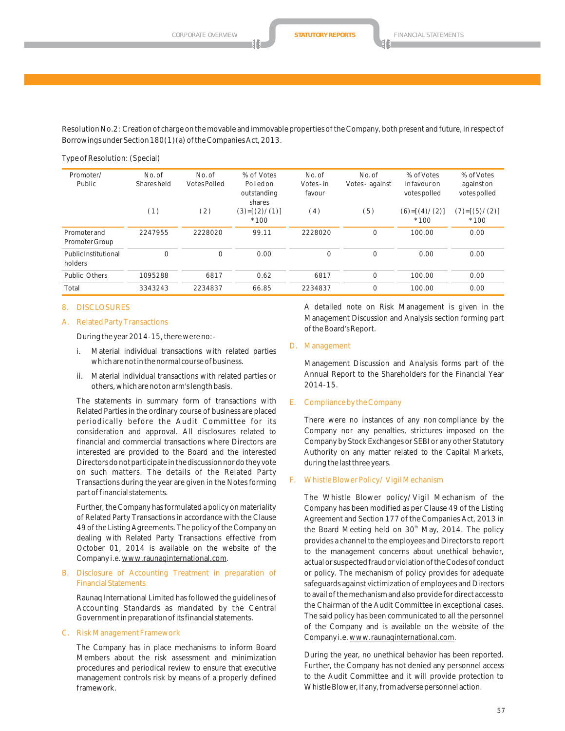Resolution No.2: Creation of charge on the movable and immovable properties of the Company, both present and future, in respect of Borrowings under Section 180(1)(a) of the Companies Act, 2013.

Type of Resolution: (Special)

| Promoter/ Public | No. of Shares held | No. of Votes Polled | % of Votes Polled on outstanding shares | No. of Votes - in favour | No. of Votes - against | % of Votes in favour on votes polled | % of Votes against on votes polled |
|---|---|---|---|---|---|---|---|
| | (1) | (2) | (3)=[(2)/(1)] *100 | (4) | (5) | (6)=[(4)/(2)] *100 | (7)=[(5)/(2)] *100 |
| Promoter and Promoter Group | 2247955 | 2228020 | 99.11 | 2228020 | 0 | 100.00 | 0.00 |
| Public Institutional holders | 0 | 0 | 0.00 | 0 | 0 | 0.00 | 0.00 |
| Public Others | 1095288 | 6817 | 0.62 | 6817 | 0 | 100.00 | 0.00 |
| Total | 3343243 | 2234837 | 66.85 | 2234837 | 0 | 100.00 | 0.00 |

## 8. DISCLOSURES

### A. Related Party Transactions

During the year 2014-15, there were no:-

i. Material individual transactions with related parties which are not in the normal course of business.

ii. Material individual transactions with related parties or others, which are not on arm's length basis.

The statements in summary form of transactions with Related Parties in the ordinary course of business are placed periodically before the Audit Committee for its consideration and approval. All disclosures related to financial and commercial transactions where Directors are interested are provided to the Board and the interested Directors do not participate in the discussion nor do they vote on such matters. The details of the Related Party Transactions during the year are given in the Notes forming part of financial statements.

Further, the Company has formulated a policy on materiality of Related Party Transactions in accordance with the Clause 49 of the Listing Agreements. The policy of the Company on dealing with Related Party Transactions effective from October 01, 2014 is available on the website of the Company i.e. www.raunaqinternational.com.

### B. Disclosure of Accounting Treatment in preparation of Financial Statements

Raunaq International Limited has followed the guidelines of Accounting Standards as mandated by the Central Government in preparation of its financial statements.

### C. Risk Management Framework

The Company has in place mechanisms to inform Board Members about the risk assessment and minimization procedures and periodical review to ensure that executive management controls risk by means of a properly defined framework.

A detailed note on Risk Management is given in the Management Discussion and Analysis section forming part of the Board's Report.

### D. Management

Management Discussion and Analysis forms part of the Annual Report to the Shareholders for the Financial Year 2014-15.

### E. Compliance by the Company

There were no instances of any non compliance by the Company nor any penalties, strictures imposed on the Company by Stock Exchanges or SEBI or any other Statutory Authority on any matter related to the Capital Markets, during the last three years.

### F. Whistle Blower Policy/ Vigil Mechanism

The Whistle Blower policy/Vigil Mechanism of the Company has been modified as per Clause 49 of the Listing Agreement and Section 177 of the Companies Act, 2013 in the Board Meeting held on 30th May, 2014. The policy provides a channel to the employees and Directors to report to the management concerns about unethical behavior, actual or suspected fraud or violation of the Codes of conduct or policy. The mechanism of policy provides for adequate safeguards against victimization of employees and Directors to avail of the mechanism and also provide for direct access to the Chairman of the Audit Committee in exceptional cases. The said policy has been communicated to all the personnel of the Company and is available on the website of the Company i.e. www.raunaqinternational.com.

During the year, no unethical behavior has been reported. Further, the Company has not denied any personnel access to the Audit Committee and it will provide protection to Whistle Blower, if any, from adverse personnel action.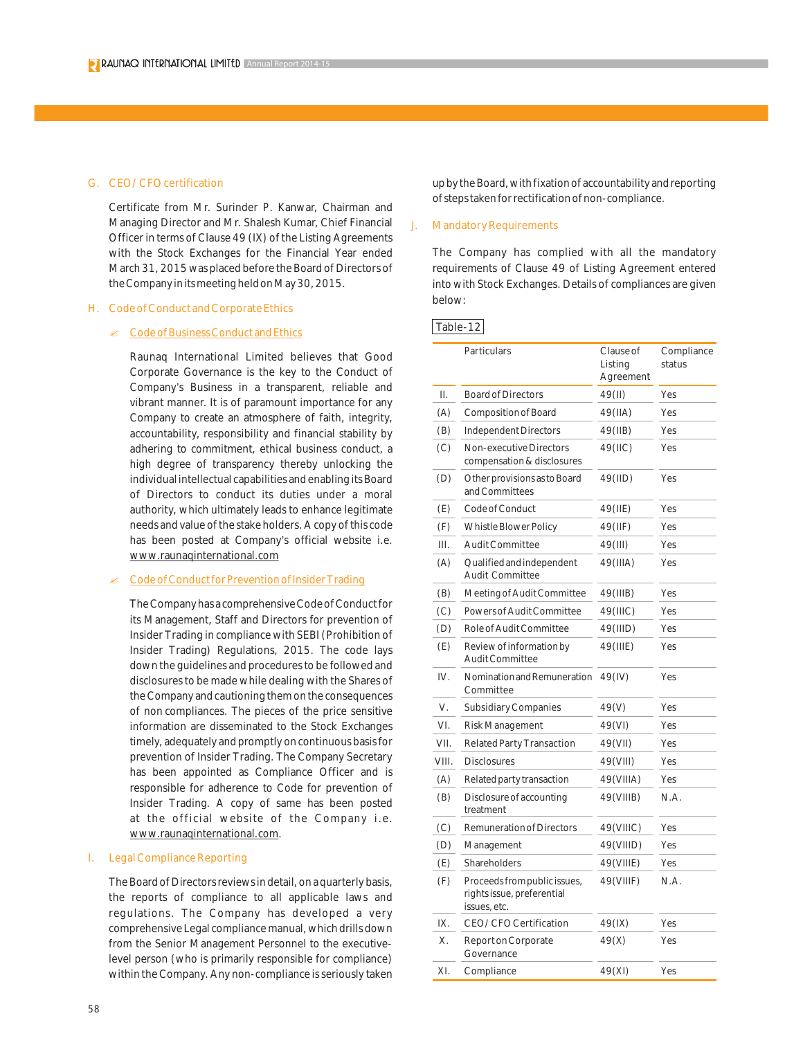## G. CEO / CFO certification

Certificate from Mr. Surinder P. Kanwar, Chairman and Managing Director and Mr. Shalesh Kumar, Chief Financial Officer in terms of Clause 49 (IX) of the Listing Agreements with the Stock Exchanges for the Financial Year ended March 31, 2015 was placed before the Board of Directors of the Company in its meeting held on May 30, 2015.

## H. Code of Conduct and Corporate Ethics

### Code of Business Conduct and Ethics

Raunaq International Limited believes that Good Corporate Governance is the key to the Conduct of Company's Business in a transparent, reliable and vibrant manner. It is of paramount importance for any Company to create an atmosphere of faith, integrity, accountability, responsibility and financial stability by adhering to commitment, ethical business conduct, a high degree of transparency thereby unlocking the individual intellectual capabilities and enabling its Board of Directors to conduct its duties under a moral authority, which ultimately leads to enhance legitimate needs and value of the stake holders. A copy of this code has been posted at Company's official website i.e. www.raunaqinternational.com

### Code of Conduct for Prevention of Insider Trading

The Company has a comprehensive Code of Conduct for its Management, Staff and Directors for prevention of Insider Trading in compliance with SEBI (Prohibition of Insider Trading) Regulations, 2015. The code lays down the guidelines and procedures to be followed and disclosures to be made while dealing with the Shares of the Company and cautioning them on the consequences of non compliances. The pieces of the price sensitive information are disseminated to the Stock Exchanges timely, adequately and promptly on continuous basis for prevention of Insider Trading. The Company Secretary has been appointed as Compliance Officer and is responsible for adherence to Code for prevention of Insider Trading. A copy of same has been posted at the official website of the Company i.e. www.raunaqinternational.com.

## I. Legal Compliance Reporting

The Board of Directors reviews in detail, on a quarterly basis, the reports of compliance to all applicable laws and regulations. The Company has developed a very comprehensive Legal compliance manual, which drills down from the Senior Management Personnel to the executive-level person (who is primarily responsible for compliance) within the Company. Any non-compliance is seriously taken up by the Board, with fixation of accountability and reporting of steps taken for rectification of non-compliance.

## J. Mandatory Requirements

The Company has complied with all the mandatory requirements of Clause 49 of Listing Agreement entered into with Stock Exchanges. Details of compliances are given below:

Table-12

| | Particulars | Clause of Listing Agreement | Compliance status |
|---|---|---|---|
| II. | Board of Directors | 49(II) | Yes |
| (A) | Composition of Board | 49(IIA) | Yes |
| (B) | Independent Directors | 49(IIB) | Yes |
| (C) | Non-executive Directors compensation & disclosures | 49(IIC) | Yes |
| (D) | Other provisions as to Board and Committees | 49(IID) | Yes |
| (E) | Code of Conduct | 49(IIE) | Yes |
| (F) | Whistle Blower Policy | 49(IIF) | Yes |
| III. | Audit Committee | 49(III) | Yes |
| (A) | Qualified and independent Audit Committee | 49(IIIA) | Yes |
| (B) | Meeting of Audit Committee | 49(IIIB) | Yes |
| (C) | Powers of Audit Committee | 49(IIIC) | Yes |
| (D) | Role of Audit Committee | 49(IIID) | Yes |
| (E) | Review of information by Audit Committee | 49(IIIE) | Yes |
| IV. | Nomination and Remuneration Committee | 49(IV) | Yes |
| V. | Subsidiary Companies | 49(V) | Yes |
| VI. | Risk Management | 49(VI) | Yes |
| VII. | Related Party Transaction | 49(VII) | Yes |
| VIII. | Disclosures | 49(VIII) | Yes |
| (A) | Related party transaction | 49(VIIIA) | Yes |
| (B) | Disclosure of accounting treatment | 49(VIIIB) | N.A. |
| (C) | Remuneration of Directors | 49(VIIIC) | Yes |
| (D) | Management | 49(VIIID) | Yes |
| (E) | Shareholders | 49(VIIIE) | Yes |
| (F) | Proceeds from public issues, rights issue, preferential issues, etc. | 49(VIIIF) | N.A. |
| IX. | CEO/CFO Certification | 49(IX) | Yes |
| X. | Report on Corporate Governance | 49(X) | Yes |
| XI. | Compliance | 49(XI) | Yes |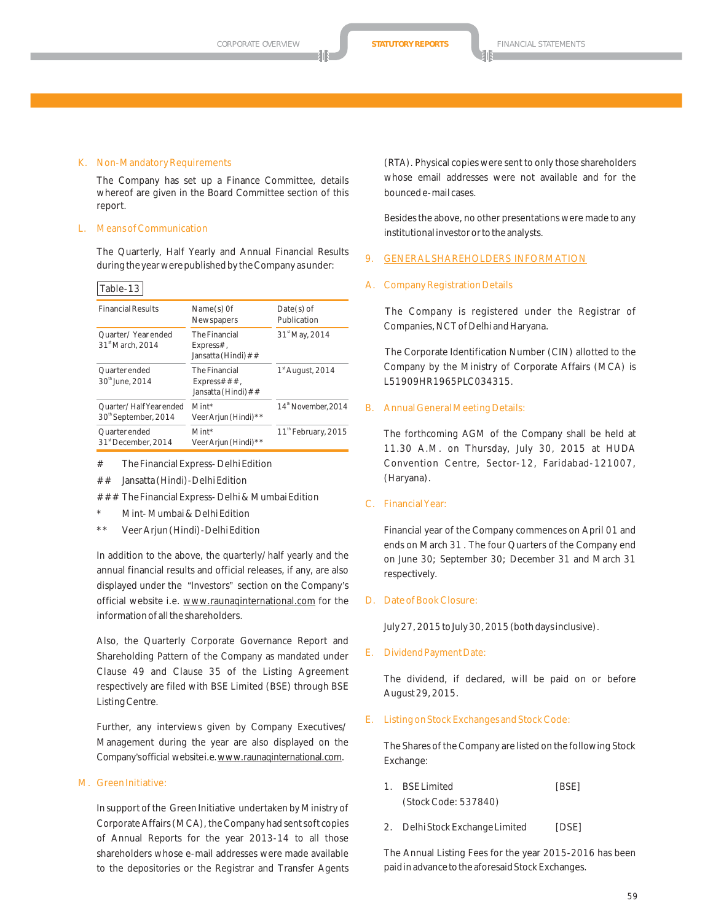### K. Non-Mandatory Requirements

The Company has set up a Finance Committee, details whereof are given in the Board Committee section of this report.

### L. Means of Communication

The Quarterly, Half Yearly and Annual Financial Results during the year were published by the Company as under:

Table-13

| Financial Results | Name(s) Of Newspapers | Date(s) of Publication |
|---|---|---|
| Quarter/ Year ended 31st March, 2014 | The Financial Express#, Jansatta (Hindi) ## | 31st May, 2014 |
| Quarter ended 30th June, 2014 | The Financial Express###, Jansatta (Hindi) ## | 1st August, 2014 |
| Quarter/ Half Year ended 30th September, 2014 | Mint* Veer Arjun (Hindi)** | 14th November, 2014 |
| Quarter ended 31st December, 2014 | Mint* Veer Arjun (Hindi)** | 11th February, 2015 |

- # The Financial Express- Delhi Edition
- ## Jansatta (Hindi) - Delhi Edition
- ### The Financial Express- Delhi & Mumbai Edition
- * Mint- Mumbai & Delhi Edition
- ** Veer Arjun (Hindi) - Delhi Edition

In addition to the above, the quarterly/ half yearly and the annual financial results and official releases, if any, are also displayed under the "Investors" section on the Company's official website i.e. www.raunaqinternational.com for the information of all the shareholders.

Also, the Quarterly Corporate Governance Report and Shareholding Pattern of the Company as mandated under Clause 49 and Clause 35 of the Listing Agreement respectively are filed with BSE Limited (BSE) through BSE Listing Centre.

Further, any interviews given by Company Executives/ Management during the year are also displayed on the Company's official website i.e. www.raunaqinternational.com.

### M. Green Initiative:

In support of the Green Initiative undertaken by Ministry of Corporate Affairs (MCA), the Company had sent soft copies of Annual Reports for the year 2013-14 to all those shareholders whose e-mail addresses were made available to the depositories or the Registrar and Transfer Agents (RTA). Physical copies were sent to only those shareholders whose email addresses were not available and for the bounced e-mail cases.

Besides the above, no other presentations were made to any institutional investor or to the analysts.

## 9. GENERAL SHAREHOLDERS INFORMATION

### A. Company Registration Details

The Company is registered under the Registrar of Companies, NCT of Delhi and Haryana.

The Corporate Identification Number (CIN) allotted to the Company by the Ministry of Corporate Affairs (MCA) is L51909HR1965PLC034315.

### B. Annual General Meeting Details:

The forthcoming AGM of the Company shall be held at 11.30 A.M. on Thursday, July 30, 2015 at HUDA Convention Centre, Sector-12, Faridabad-121007, (Haryana).

### C. Financial Year:

Financial year of the Company commences on April 01 and ends on March 31 . The four Quarters of the Company end on June 30; September 30; December 31 and March 31 respectively.

### D. Date of Book Closure:

July 27, 2015 to July 30, 2015 (both days inclusive).

### E. Dividend Payment Date:

The dividend, if declared, will be paid on or before August 29, 2015.

### E. Listing on Stock Exchanges and Stock Code:

The Shares of the Company are listed on the following Stock Exchange:

1. BSE Limited [BSE]
   (Stock Code: 537840)
2. Delhi Stock Exchange Limited [DSE]

The Annual Listing Fees for the year 2015-2016 has been paid in advance to the aforesaid Stock Exchanges.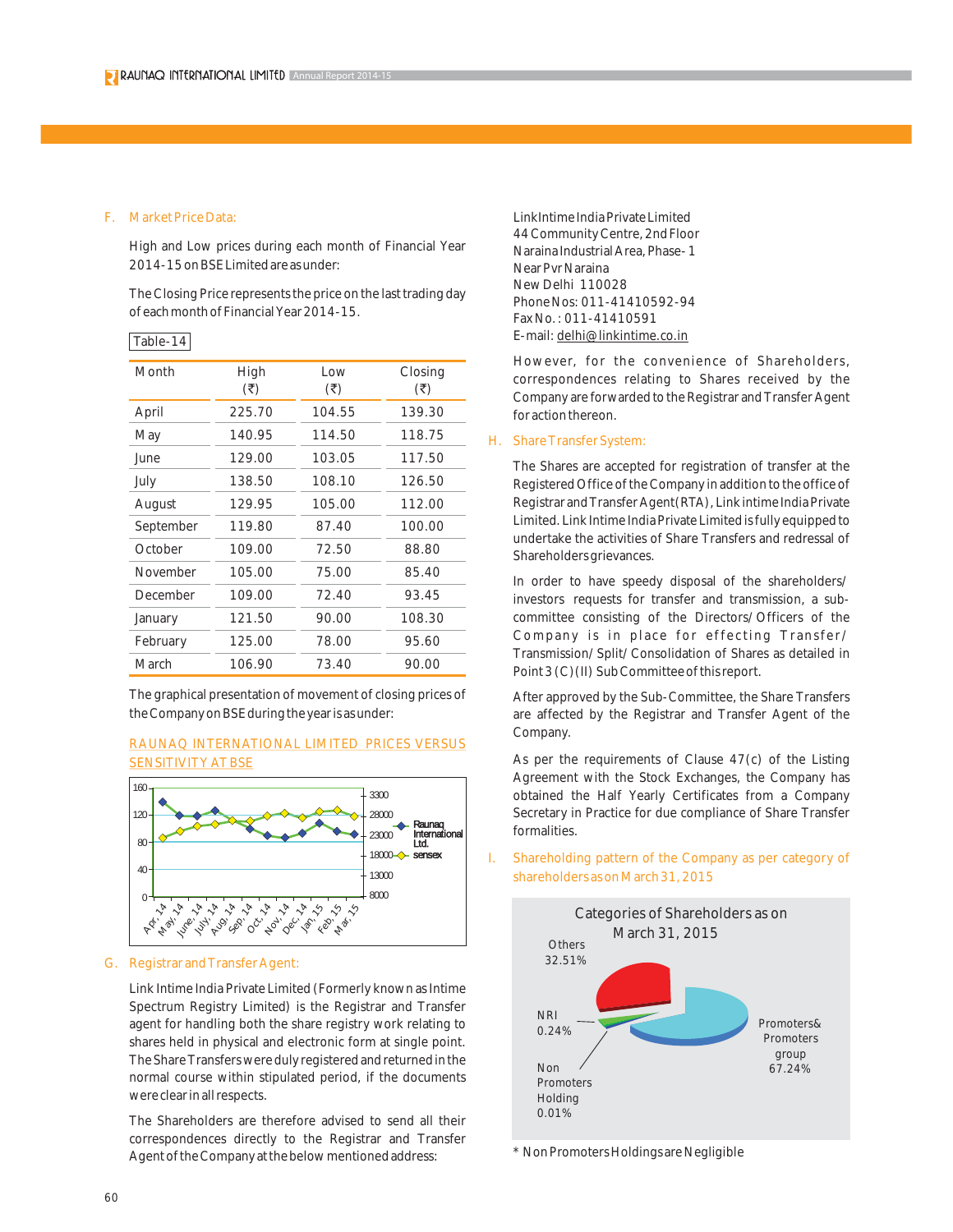F. Market Price Data:

High and Low prices during each month of Financial Year 2014-15 on BSE Limited are as under:

The Closing Price represents the price on the last trading day of each month of Financial Year 2014-15.

Table-14

| Month | High (₹) | Low (₹) | Closing (₹) |
|---|---|---|---|
| April | 225.70 | 104.55 | 139.30 |
| May | 140.95 | 114.50 | 118.75 |
| June | 129.00 | 103.05 | 117.50 |
| July | 138.50 | 108.10 | 126.50 |
| August | 129.95 | 105.00 | 112.00 |
| September | 119.80 | 87.40 | 100.00 |
| October | 109.00 | 72.50 | 88.80 |
| November | 105.00 | 75.00 | 85.40 |
| December | 109.00 | 72.40 | 93.45 |
| January | 121.50 | 90.00 | 108.30 |
| February | 125.00 | 78.00 | 95.60 |
| March | 106.90 | 73.40 | 90.00 |

The graphical presentation of movement of closing prices of the Company on BSE during the year is as under:

RAUNAQ INTERNATIONAL LIMITED PRICES VERSUS SENSITIVITY AT BSE

G. Registrar and Transfer Agent:

Link Intime India Private Limited (Formerly known as Intime Spectrum Registry Limited) is the Registrar and Transfer agent for handling both the share registry work relating to shares held in physical and electronic form at single point. The Share Transfers were duly registered and returned in the normal course within stipulated period, if the documents were clear in all respects.

The Shareholders are therefore advised to send all their correspondences directly to the Registrar and Transfer Agent of the Company at the below mentioned address:

Link Intime India Private Limited
44 Community Centre, 2nd Floor
Naraina Industrial Area, Phase- 1
Near Pvr Naraina
New Delhi 110028
Phone Nos: 011-41410592-94
Fax No. : 011-41410591
E-mail: delhi@linkintime.co.in

However, for the convenience of Shareholders, correspondences relating to Shares received by the Company are forwarded to the Registrar and Transfer Agent for action thereon.

H. Share Transfer System:

The Shares are accepted for registration of transfer at the Registered Office of the Company in addition to the office of Registrar and Transfer Agent (RTA), Link intime India Private Limited. Link Intime India Private Limited is fully equipped to undertake the activities of Share Transfers and redressal of Shareholders grievances.

In order to have speedy disposal of the shareholders/ investors requests for transfer and transmission, a sub-committee consisting of the Directors/ Officers of the Company is in place for effecting Transfer/ Transmission/ Split/ Consolidation of Shares as detailed in Point 3 (C) (II) Sub Committee of this report.

After approved by the Sub-Committee, the Share Transfers are affected by the Registrar and Transfer Agent of the Company.

As per the requirements of Clause 47(c) of the Listing Agreement with the Stock Exchanges, the Company has obtained the Half Yearly Certificates from a Company Secretary in Practice for due compliance of Share Transfer formalities.

I. Shareholding pattern of the Company as per category of shareholders as on March 31, 2015

Categories of Shareholders as on March 31, 2015

Others 32.51%; NRI 0.24%; Non Promoters Holding 0.01%; Promoters & Promoters group 67.24%

* Non Promoters Holdings are Negligible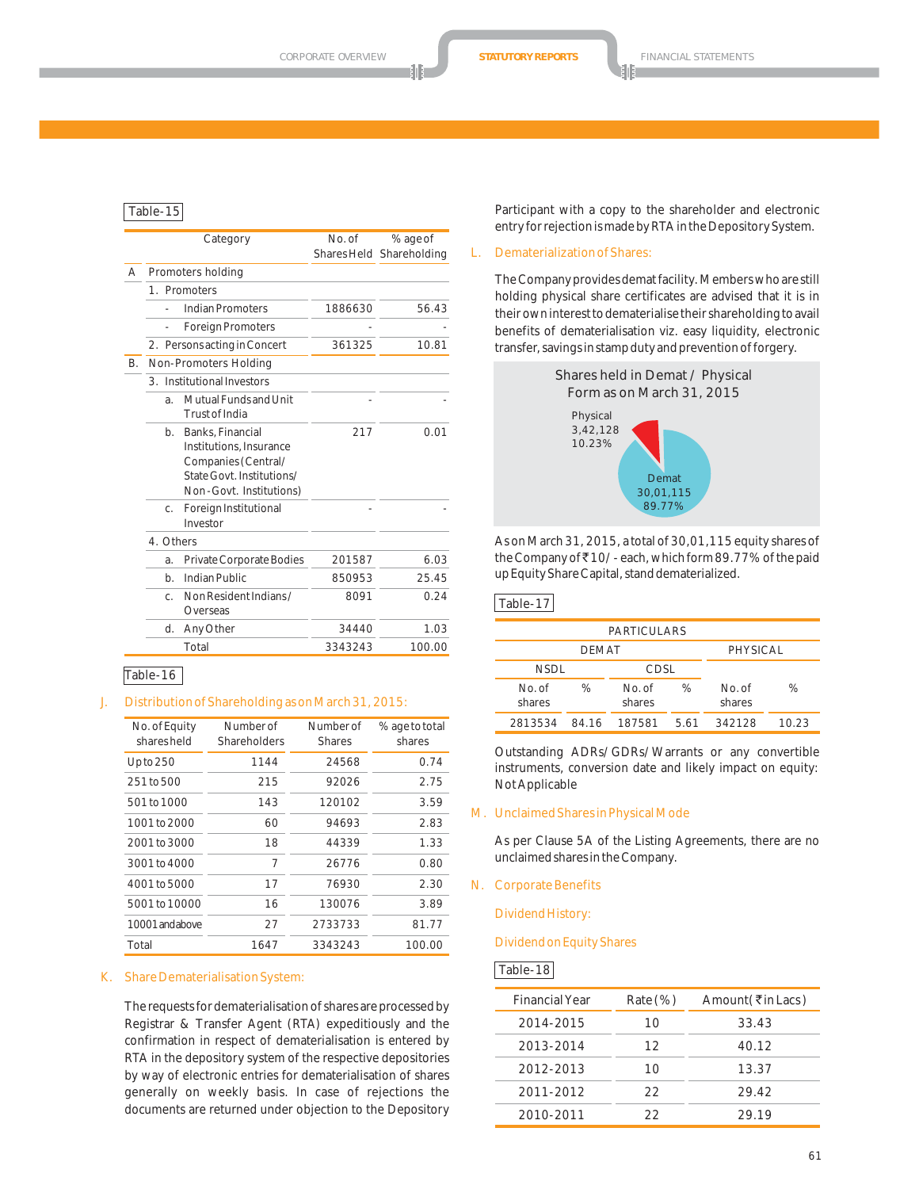Table-15

| | Category | No. of Shares Held | % age of Shareholding |
|---|---|---|---|
| A | Promoters holding | | |
| | 1. Promoters | | |
| | - Indian Promoters | 1886630 | 56.43 |
| | - Foreign Promoters | - | - |
| | 2. Persons acting in Concert | 361325 | 10.81 |
| B. | Non-Promoters Holding | | |
| | 3. Institutional Investors | | |
| | a. Mutual Funds and Unit Trust of India | - | - |
| | b. Banks, Financial Institutions, Insurance Companies (Central/ State Govt. Institutions/ Non-Govt. Institutions) | 217 | 0.01 |
| | c. Foreign Institutional Investor | - | - |
| | 4. Others | | |
| | a. Private Corporate Bodies | 201587 | 6.03 |
| | b. Indian Public | 850953 | 25.45 |
| | c. Non Resident Indians/ Overseas | 8091 | 0.24 |
| | d. Any Other | 34440 | 1.03 |
| | Total | 3343243 | 100.00 |

Table-16

## J. Distribution of Shareholding as on March 31, 2015:

| No. of Equity shares held | Number of Shareholders | Number of Shares | % age to total shares |
|---|---|---|---|
| Up to 250 | 1144 | 24568 | 0.74 |
| 251 to 500 | 215 | 92026 | 2.75 |
| 501 to 1000 | 143 | 120102 | 3.59 |
| 1001 to 2000 | 60 | 94693 | 2.83 |
| 2001 to 3000 | 18 | 44339 | 1.33 |
| 3001 to 4000 | 7 | 26776 | 0.80 |
| 4001 to 5000 | 17 | 76930 | 2.30 |
| 5001 to 10000 | 16 | 130076 | 3.89 |
| 10001 and above | 27 | 2733733 | 81.77 |
| Total | 1647 | 3343243 | 100.00 |

## K. Share Dematerialisation System:

The requests for dematerialisation of shares are processed by Registrar & Transfer Agent (RTA) expeditiously and the confirmation in respect of dematerialisation is entered by RTA in the depository system of the respective depositories by way of electronic entries for dematerialisation of shares generally on weekly basis. In case of rejections the documents are returned under objection to the Depository Participant with a copy to the shareholder and electronic entry for rejection is made by RTA in the Depository System.

## L. Dematerialization of Shares:

The Company provides demat facility. Members who are still holding physical share certificates are advised that it is in their own interest to dematerialise their shareholding to avail benefits of dematerialisation viz. easy liquidity, electronic transfer, savings in stamp duty and prevention of forgery.

Shares held in Demat / Physical Form as on March 31, 2015

Physical 3,42,128 10.23%

Demat 30,01,115 89.77%

As on March 31, 2015, a total of 30,01,115 equity shares of the Company of ₹10/- each, which form 89.77% of the paid up Equity Share Capital, stand dematerialized.

Table-17

| PARTICULARS | | | | | |
|---|---|---|---|---|---|
| DEMAT | | | | PHYSICAL | |
| NSDL | | CDSL | | | |
| No. of shares | % | No. of shares | % | No. of shares | % |
| 2813534 | 84.16 | 187581 | 5.61 | 342128 | 10.23 |

Outstanding ADRs/GDRs/Warrants or any convertible instruments, conversion date and likely impact on equity: Not Applicable

## M. Unclaimed Shares in Physical Mode

As per Clause 5A of the Listing Agreements, there are no unclaimed shares in the Company.

## N. Corporate Benefits

Dividend History:

Dividend on Equity Shares

Table-18

| Financial Year | Rate (%) | Amount (₹ in Lacs) |
|---|---|---|
| 2014-2015 | 10 | 33.43 |
| 2013-2014 | 12 | 40.12 |
| 2012-2013 | 10 | 13.37 |
| 2011-2012 | 22 | 29.42 |
| 2010-2011 | 22 | 29.19 |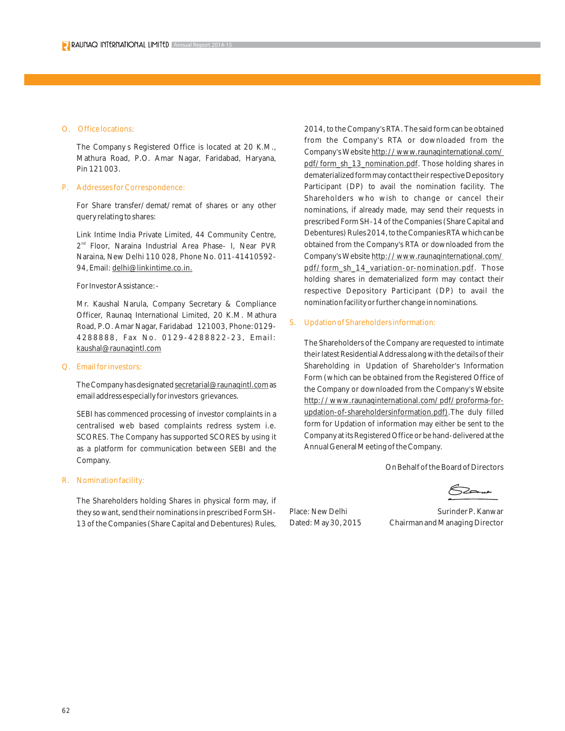## O. Office locations:

The Company s Registered Office is located at 20 K.M., Mathura Road, P.O. Amar Nagar, Faridabad, Haryana, Pin 121 003.

## P. Addresses for Correspondence:

For Share transfer/ demat/ remat of shares or any other query relating to shares:

Link Intime India Private Limited, 44 Community Centre, 2nd Floor, Naraina Industrial Area Phase- I, Near PVR Naraina, New Delhi 110 028, Phone No. 011-41410592-94, Email: delhi@linkintime.co.in.

For Investor Assistance:-

Mr. Kaushal Narula, Company Secretary & Compliance Officer, Raunaq International Limited, 20 K.M. Mathura Road, P.O. Amar Nagar, Faridabad 121003, Phone: 0129-4288888, Fax No. 0129-4288822-23, Email: kaushal@raunaqintl.com

## Q. Email for investors:

The Company has designated secretarial@raunaqintl.com as email address especially for investors grievances.

SEBI has commenced processing of investor complaints in a centralised web based complaints redress system i.e. SCORES. The Company has supported SCORES by using it as a platform for communication between SEBI and the Company.

## R. Nomination facility:

The Shareholders holding Shares in physical form may, if they so want, send their nominations in prescribed Form SH-13 of the Companies (Share Capital and Debentures) Rules, 2014, to the Company's RTA. The said form can be obtained from the Company's RTA or downloaded from the Company's Website http://www.raunaqinternational.com/pdf/form_sh_13_nomination.pdf. Those holding shares in dematerialized form may contact their respective Depository Participant (DP) to avail the nomination facility. The Shareholders who wish to change or cancel their nominations, if already made, may send their requests in prescribed Form SH-14 of the Companies (Share Capital and Debentures) Rules 2014, to the Companies RTA which can be obtained from the Company's RTA or downloaded from the Company's Website http://www.raunaqinternational.com/pdf/form_sh_14_variation-or-nomination.pdf. Those holding shares in dematerialized form may contact their respective Depository Participant (DP) to avail the nomination facility or further change in nominations.

## S. Updation of Shareholders information:

The Shareholders of the Company are requested to intimate their latest Residential Address along with the details of their Shareholding in Updation of Shareholder's Information Form (which can be obtained from the Registered Office of the Company or downloaded from the Company's Website http://www.raunaqinternational.com/pdf/proforma-for-updation-of-shareholdersinformation.pdf).The duly filled form for Updation of information may either be sent to the Company at its Registered Office or be hand-delivered at the Annual General Meeting of the Company.

On Behalf of the Board of Directors

Place: New Delhi
Dated: May 30, 2015

Surinder P. Kanwar
Chairman and Managing Director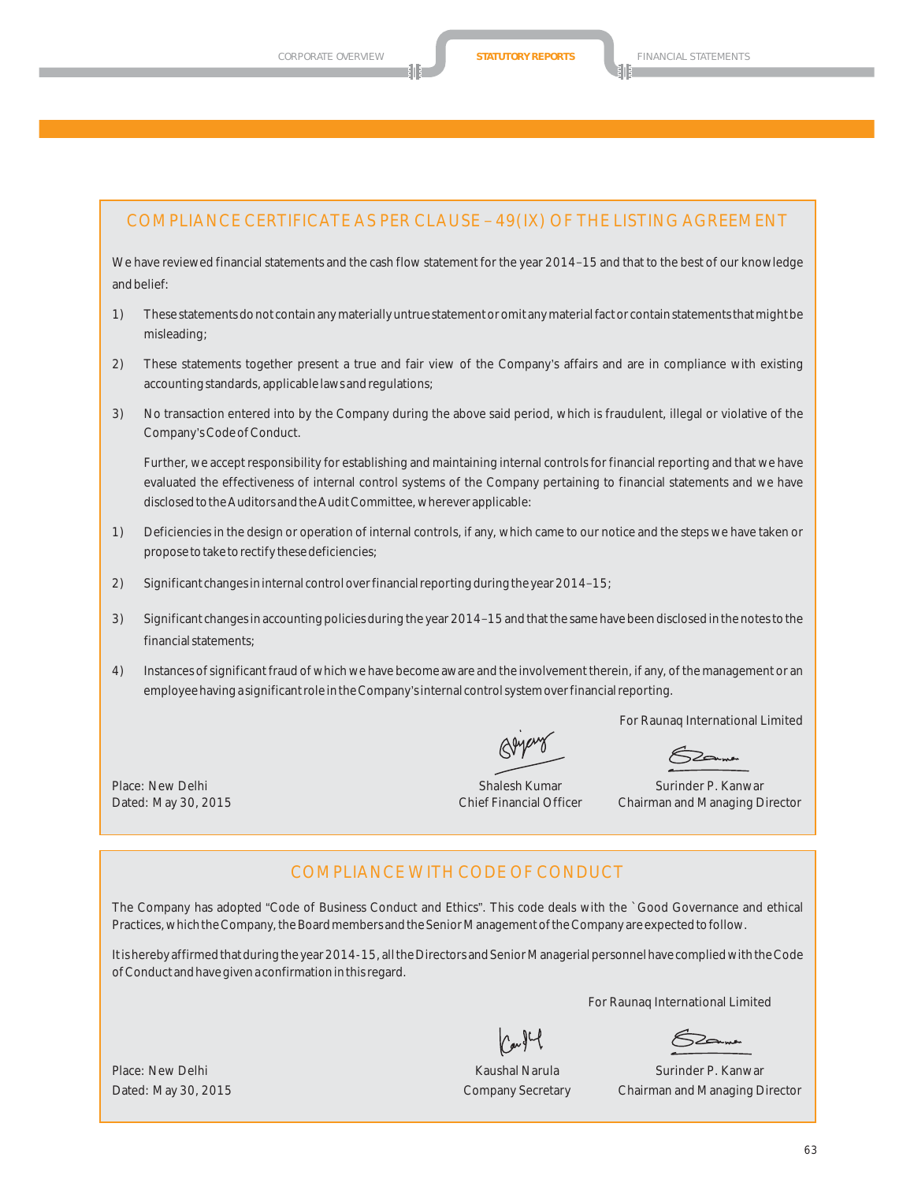## COMPLIANCE CERTIFICATE AS PER CLAUSE – 49(IX) OF THE LISTING AGREEMENT

We have reviewed financial statements and the cash flow statement for the year 2014–15 and that to the best of our knowledge and belief:

1) These statements do not contain any materially untrue statement or omit any material fact or contain statements that might be misleading;

2) These statements together present a true and fair view of the Company's affairs and are in compliance with existing accounting standards, applicable laws and regulations;

3) No transaction entered into by the Company during the above said period, which is fraudulent, illegal or violative of the Company's Code of Conduct.

   Further, we accept responsibility for establishing and maintaining internal controls for financial reporting and that we have evaluated the effectiveness of internal control systems of the Company pertaining to financial statements and we have disclosed to the Auditors and the Audit Committee, wherever applicable:

1) Deficiencies in the design or operation of internal controls, if any, which came to our notice and the steps we have taken or propose to take to rectify these deficiencies;

2) Significant changes in internal control over financial reporting during the year 2014–15;

3) Significant changes in accounting policies during the year 2014–15 and that the same have been disclosed in the notes to the financial statements;

4) Instances of significant fraud of which we have become aware and the involvement therein, if any, of the management or an employee having a significant role in the Company's internal control system over financial reporting.

For Raunaq International Limited

Place: New Delhi
Dated: May 30, 2015

Shalesh Kumar
Chief Financial Officer

Surinder P. Kanwar
Chairman and Managing Director

## COMPLIANCE WITH CODE OF CONDUCT

The Company has adopted "Code of Business Conduct and Ethics". This code deals with the `Good Governance and ethical Practices, which the Company, the Board members and the Senior Management of the Company are expected to follow.

It is hereby affirmed that during the year 2014-15, all the Directors and Senior Managerial personnel have complied with the Code of Conduct and have given a confirmation in this regard.

For Raunaq International Limited

Place: New Delhi
Dated: May 30, 2015

Kaushal Narula
Company Secretary

Surinder P. Kanwar
Chairman and Managing Director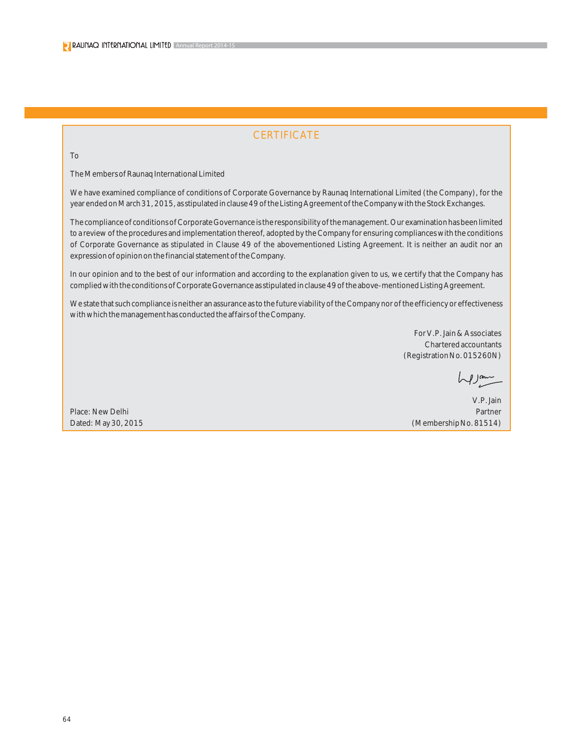# CERTIFICATE

To

The Members of Raunaq International Limited

We have examined compliance of conditions of Corporate Governance by Raunaq International Limited (the Company), for the year ended on March 31, 2015, as stipulated in clause 49 of the Listing Agreement of the Company with the Stock Exchanges.

The compliance of conditions of Corporate Governance is the responsibility of the management. Our examination has been limited to a review of the procedures and implementation thereof, adopted by the Company for ensuring compliances with the conditions of Corporate Governance as stipulated in Clause 49 of the abovementioned Listing Agreement. It is neither an audit nor an expression of opinion on the financial statement of the Company.

In our opinion and to the best of our information and according to the explanation given to us, we certify that the Company has complied with the conditions of Corporate Governance as stipulated in clause 49 of the above-mentioned Listing Agreement.

We state that such compliance is neither an assurance as to the future viability of the Company nor of the efficiency or effectiveness with which the management has conducted the affairs of the Company.

For V.P. Jain & Associates
Chartered accountants
(Registration No. 015260N)

V.P. Jain
Partner
(Membership No. 81514)

Place: New Delhi
Dated: May 30, 2015